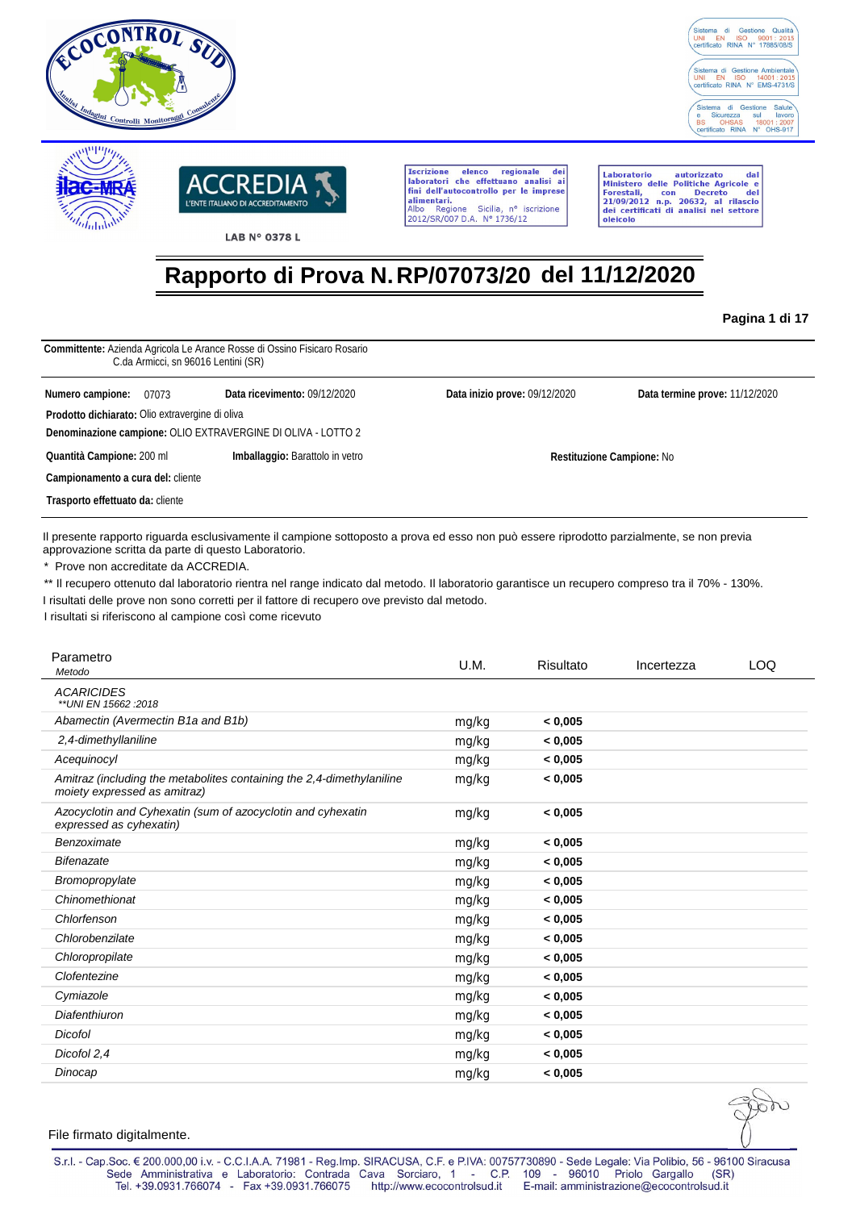Sistema di Gestione Qualità UNI EN ISO 9001 : 2015 certificato RINA N° 17885/08/S

Sistema di Gestione Ambientale UNI EN ISO 14001 : 2015 certificato RINA N° EMS-4731/S

Sistema di Gestione Salute e Sicurezza sul lavoro BS OHSAS 18001 : 2007 certificato RINA N° OHS-917

LAB N° 0378 L

Iscrizione elenco regionale dei laboratori che effettuano analisi ai fini dell'autocontrollo per le imprese alimentari. Albo Regione Sicilia, n° iscrizione 2012/SR/007 D.A. N° 1736/12

Laboratorio autorizzato dal Ministero delle Politiche Agricole e Forestali, con Decreto del 21/09/2012 n.p. 20632, al rilascio dei certificati di analisi nel settore oleicolo

# Rapporto di Prova N. RP/07073/20 del 11/12/2020

**Pagina 1 di 17**

**Committente:** Azienda Agricola Le Arance Rosse di Ossino Fisicaro Rosario
C.da Armicci, sn 96016 Lentini (SR)

**Numero campione:** 07073 **Data ricevimento:** 09/12/2020 **Data inizio prove:** 09/12/2020 **Data termine prove:** 11/12/2020

**Prodotto dichiarato:** Olio extravergine di oliva

**Denominazione campione:** OLIO EXTRAVERGINE DI OLIVA - LOTTO 2

**Quantità Campione:** 200 ml **Imballaggio:** Barattolo in vetro **Restituzione Campione:** No

**Campionamento a cura del:** cliente

**Trasporto effettuato da:** cliente

Il presente rapporto riguarda esclusivamente il campione sottoposto a prova ed esso non può essere riprodotto parzialmente, se non previa approvazione scritta da parte di questo Laboratorio.

\* Prove non accreditate da ACCREDIA.

\** Il recupero ottenuto dal laboratorio rientra nel range indicato dal metodo. Il laboratorio garantisce un recupero compreso tra il 70% - 130%.

I risultati delle prove non sono corretti per il fattore di recupero ove previsto dal metodo.

I risultati si riferiscono al campione così come ricevuto

| Parametro<br>*Metodo* | U.M. | Risultato | Incertezza | LOQ |
|---|---|---|---|---|
| *ACARICIDES*<br>*\**UNI EN 15662 :2018* | | | | |
| *Abamectin (Avermectin B1a and B1b)* | mg/kg | **< 0,005** | | |
| *2,4-dimethylaniline* | mg/kg | **< 0,005** | | |
| *Acequinocyl* | mg/kg | **< 0,005** | | |
| *Amitraz (including the metabolites containing the 2,4-dimethylaniline moiety expressed as amitraz)* | mg/kg | **< 0,005** | | |
| *Azocyclotin and Cyhexatin (sum of azocyclotin and cyhexatin expressed as cyhexatin)* | mg/kg | **< 0,005** | | |
| *Benzoximate* | mg/kg | **< 0,005** | | |
| *Bifenazate* | mg/kg | **< 0,005** | | |
| *Bromopropylate* | mg/kg | **< 0,005** | | |
| *Chinomethionat* | mg/kg | **< 0,005** | | |
| *Chlorfenson* | mg/kg | **< 0,005** | | |
| *Chlorobenzilate* | mg/kg | **< 0,005** | | |
| *Chloropropilate* | mg/kg | **< 0,005** | | |
| *Clofentezine* | mg/kg | **< 0,005** | | |
| *Cymiazole* | mg/kg | **< 0,005** | | |
| *Diafenthiuron* | mg/kg | **< 0,005** | | |
| *Dicofol* | mg/kg | **< 0,005** | | |
| *Dicofol 2,4* | mg/kg | **< 0,005** | | |
| *Dinocap* | mg/kg | **< 0,005** | | |

File firmato digitalmente.

S.r.l. - Cap.Soc. € 200.000,00 i.v. - C.C.I.A.A. 71981 - Reg.Imp. SIRACUSA, C.F. e P.IVA: 00757730890 - Sede Legale: Via Polibio, 56 - 96100 Siracusa
Sede Amministrativa e Laboratorio: Contrada Cava Sorciaro, 1 - C.P. 109 - 96010 Priolo Gargallo (SR)
Tel. +39.0931.766074 - Fax +39.0931.766075 http://www.ecocontrolsud.it E-mail: amministrazione@ecocontrolsud.it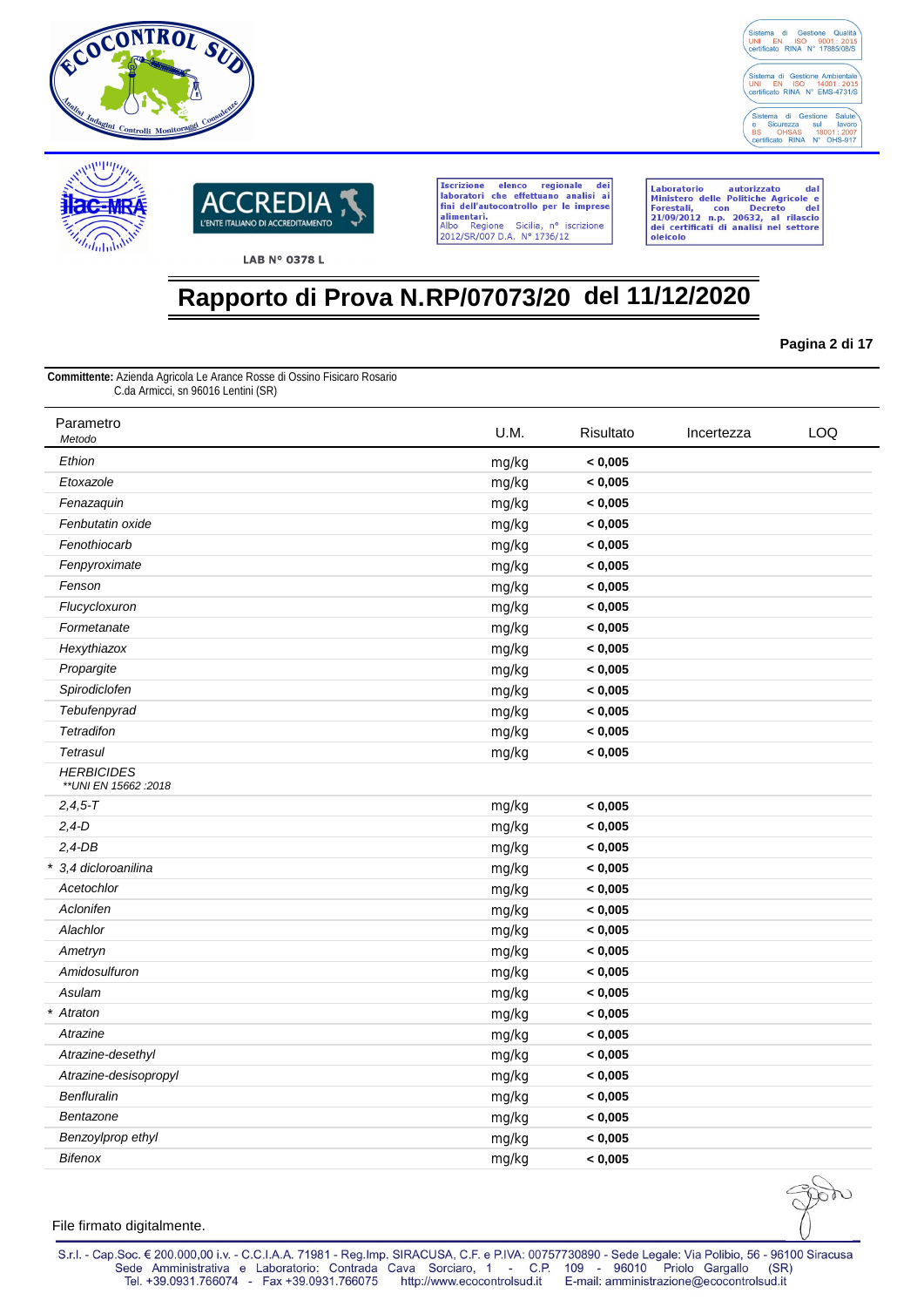# Rapporto di Prova N.RP/07073/20 del 11/12/2020

**Committente:** Azienda Agricola Le Arance Rosse di Ossino Fisicaro Rosario
C.da Armicci, sn 96016 Lentini (SR)

| Parametro *Metodo* | U.M. | Risultato | Incertezza | LOQ |
|---|---|---|---|---|
| *Ethion* | mg/kg | **< 0,005** | | |
| *Etoxazole* | mg/kg | **< 0,005** | | |
| *Fenazaquin* | mg/kg | **< 0,005** | | |
| *Fenbutatin oxide* | mg/kg | **< 0,005** | | |
| *Fenothiocarb* | mg/kg | **< 0,005** | | |
| *Fenpyroximate* | mg/kg | **< 0,005** | | |
| *Fenson* | mg/kg | **< 0,005** | | |
| *Flucycloxuron* | mg/kg | **< 0,005** | | |
| *Formetanate* | mg/kg | **< 0,005** | | |
| *Hexythiazox* | mg/kg | **< 0,005** | | |
| *Propargite* | mg/kg | **< 0,005** | | |
| *Spirodiclofen* | mg/kg | **< 0,005** | | |
| *Tebufenpyrad* | mg/kg | **< 0,005** | | |
| *Tetradifon* | mg/kg | **< 0,005** | | |
| *Tetrasul* | mg/kg | **< 0,005** | | |
| *HERBICIDES* *\*\*UNI EN 15662 :2018* | | | | |
| *2,4,5-T* | mg/kg | **< 0,005** | | |
| *2,4-D* | mg/kg | **< 0,005** | | |
| *2,4-DB* | mg/kg | **< 0,005** | | |
| * *3,4 dicloroanilina* | mg/kg | **< 0,005** | | |
| *Acetochlor* | mg/kg | **< 0,005** | | |
| *Aclonifen* | mg/kg | **< 0,005** | | |
| *Alachlor* | mg/kg | **< 0,005** | | |
| *Ametryn* | mg/kg | **< 0,005** | | |
| *Amidosulfuron* | mg/kg | **< 0,005** | | |
| *Asulam* | mg/kg | **< 0,005** | | |
| * *Atraton* | mg/kg | **< 0,005** | | |
| *Atrazine* | mg/kg | **< 0,005** | | |
| *Atrazine-desethyl* | mg/kg | **< 0,005** | | |
| *Atrazine-desisopropyl* | mg/kg | **< 0,005** | | |
| *Benfluralin* | mg/kg | **< 0,005** | | |
| *Bentazone* | mg/kg | **< 0,005** | | |
| *Benzoylprop ethyl* | mg/kg | **< 0,005** | | |
| *Bifenox* | mg/kg | **< 0,005** | | |

File firmato digitalmente.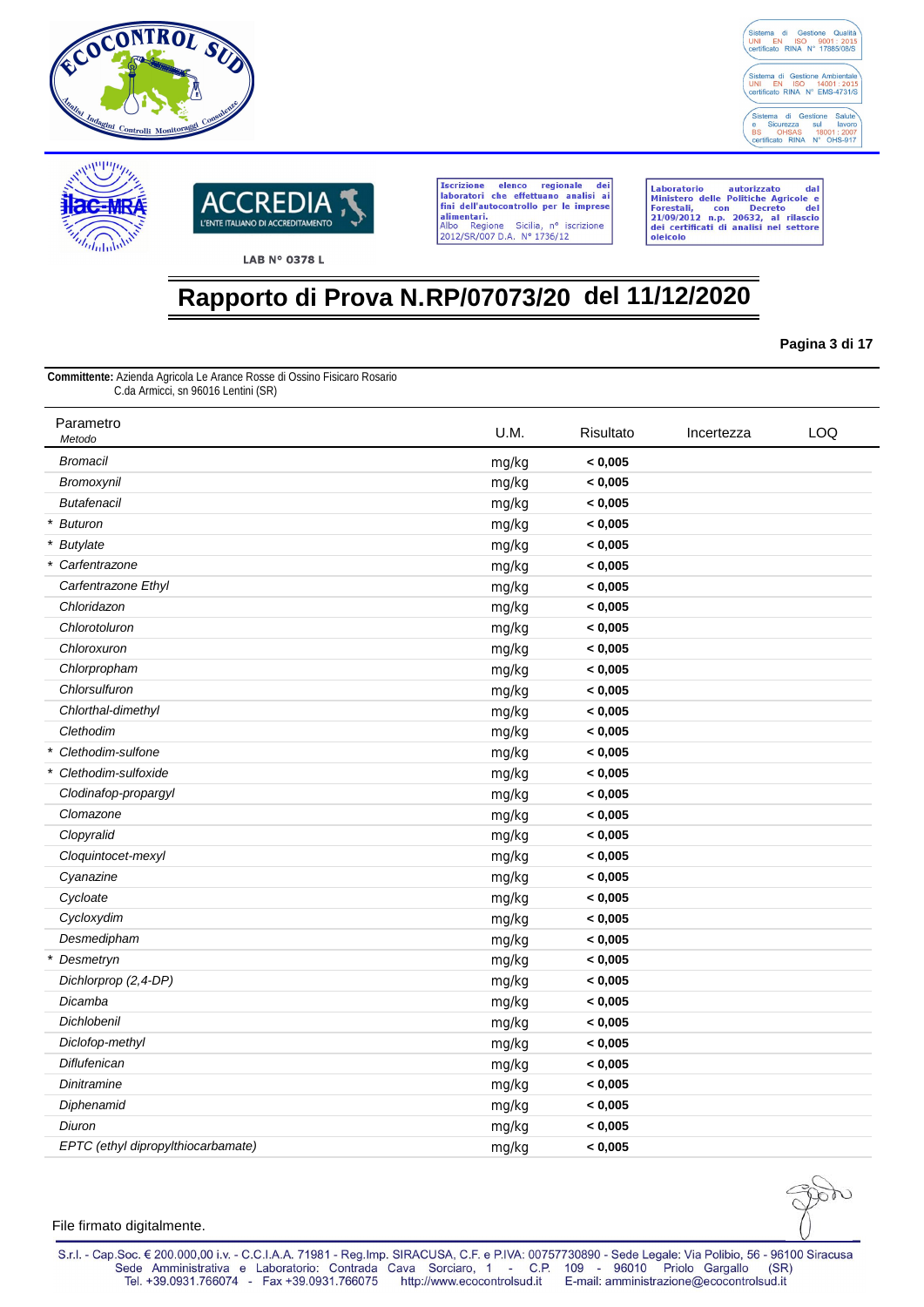ECOCONTROL SUD

Analisi Indagini Controlli Monitoraggi Consulenze

Sistema di Gestione Qualità UNI EN ISO 9001 : 2015 certificato RINA N° 17885/08/S

Sistema di Gestione Ambientale UNI EN ISO 14001 : 2015 certificato RINA N° EMS-4731/S

Sistema di Gestione Salute e Sicurezza sul lavoro BS OHSAS 18001 : 2007 certificato RINA N° OHS-917

ilac-MRA

ACCREDIA L'ENTE ITALIANO DI ACCREDITAMENTO

LAB N° 0378 L

Iscrizione elenco regionale dei laboratori che effettuano analisi ai fini dell'autocontrollo per le imprese alimentari. Albo Regione Sicilia, n° iscrizione 2012/SR/007 D.A. N° 1736/12

Laboratorio autorizzato dal Ministero delle Politiche Agricole e Forestali, con Decreto del 21/09/2012 n.p. 20632, al rilascio dei certificati di analisi nel settore oleicolo

# Rapporto di Prova N.RP/07073/20 del 11/12/2020

**Committente:** Azienda Agricola Le Arance Rosse di Ossino Fisicaro Rosario
C.da Armicci, sn 96016 Lentini (SR)

| Parametro *Metodo* | U.M. | Risultato | Incertezza | LOQ |
|---|---|---|---|---|
| *Bromacil* | mg/kg | **< 0,005** | | |
| *Bromoxynil* | mg/kg | **< 0,005** | | |
| *Butafenacil* | mg/kg | **< 0,005** | | |
| * *Buturon* | mg/kg | **< 0,005** | | |
| * *Butylate* | mg/kg | **< 0,005** | | |
| * *Carfentrazone* | mg/kg | **< 0,005** | | |
| *Carfentrazone Ethyl* | mg/kg | **< 0,005** | | |
| *Chloridazon* | mg/kg | **< 0,005** | | |
| *Chlorotoluron* | mg/kg | **< 0,005** | | |
| *Chloroxuron* | mg/kg | **< 0,005** | | |
| *Chlorpropham* | mg/kg | **< 0,005** | | |
| *Chlorsulfuron* | mg/kg | **< 0,005** | | |
| *Chlorthal-dimethyl* | mg/kg | **< 0,005** | | |
| *Clethodim* | mg/kg | **< 0,005** | | |
| * *Clethodim-sulfone* | mg/kg | **< 0,005** | | |
| * *Clethodim-sulfoxide* | mg/kg | **< 0,005** | | |
| *Clodinafop-propargyl* | mg/kg | **< 0,005** | | |
| *Clomazone* | mg/kg | **< 0,005** | | |
| *Clopyralid* | mg/kg | **< 0,005** | | |
| *Cloquintocet-mexyl* | mg/kg | **< 0,005** | | |
| *Cyanazine* | mg/kg | **< 0,005** | | |
| *Cycloate* | mg/kg | **< 0,005** | | |
| *Cycloxydim* | mg/kg | **< 0,005** | | |
| *Desmedipham* | mg/kg | **< 0,005** | | |
| * *Desmetryn* | mg/kg | **< 0,005** | | |
| *Dichlorprop (2,4-DP)* | mg/kg | **< 0,005** | | |
| *Dicamba* | mg/kg | **< 0,005** | | |
| *Dichlobenil* | mg/kg | **< 0,005** | | |
| *Diclofop-methyl* | mg/kg | **< 0,005** | | |
| *Diflufenican* | mg/kg | **< 0,005** | | |
| *Dinitramine* | mg/kg | **< 0,005** | | |
| *Diphenamid* | mg/kg | **< 0,005** | | |
| *Diuron* | mg/kg | **< 0,005** | | |
| *EPTC (ethyl dipropylthiocarbamate)* | mg/kg | **< 0,005** | | |

File firmato digitalmente.

S.r.l. - Cap.Soc. € 200.000,00 i.v. - C.C.I.A.A. 71981 - Reg.Imp. SIRACUSA, C.F. e P.IVA: 00757730890 - Sede Legale: Via Polibio, 56 - 96100 Siracusa
Sede Amministrativa e Laboratorio: Contrada Cava Sorciaro, 1 - C.P. 109 - 96010 Priolo Gargallo (SR)
Tel. +39.0931.766074 - Fax +39.0931.766075 http://www.ecocontrolsud.it E-mail: amministrazione@ecocontrolsud.it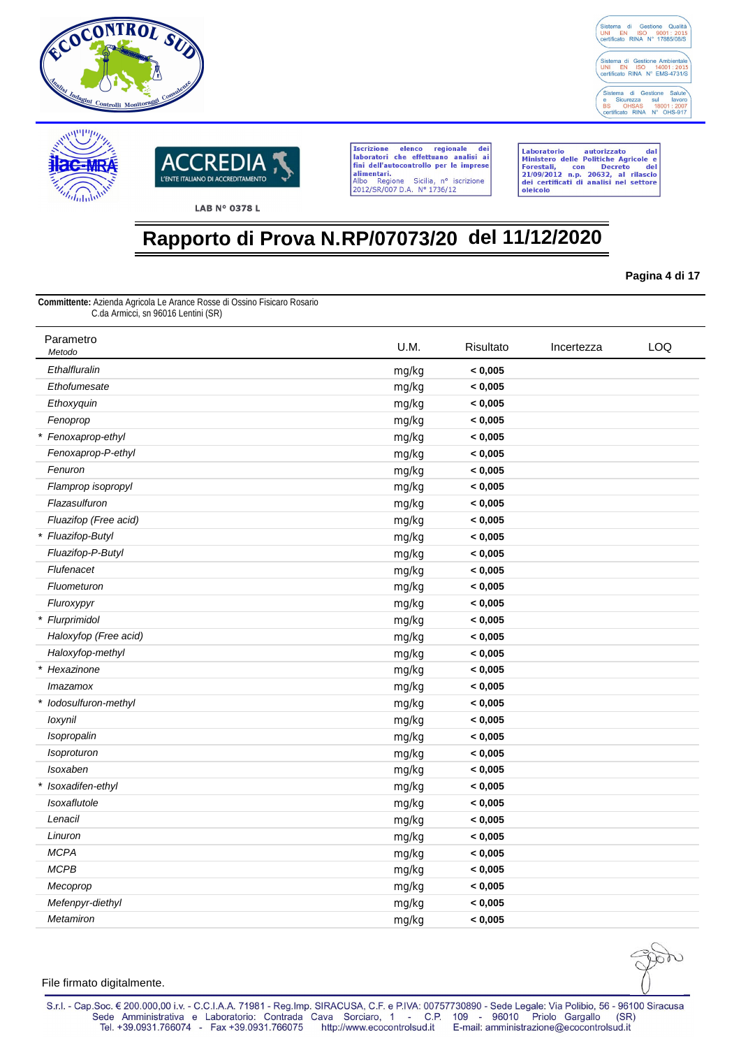ECOCONTROL SUD – Analisi Indagini Controlli Monitoraggi Consulenze

Sistema di Gestione Qualità UNI EN ISO 9001 : 2015 certificato RINA N° 17885/08/S

Sistema di Gestione Ambientale UNI EN ISO 14001 : 2015 certificato RINA N° EMS-4731/S

Sistema di Gestione Salute e Sicurezza sul lavoro BS OHSAS 18001 : 2007 certificato RINA N° OHS-917

ilac-MRA — ACCREDIA L'ENTE ITALIANO DI ACCREDITAMENTO — LAB N° 0378 L

Iscrizione elenco regionale dei laboratori che effettuano analisi ai fini dell'autocontrollo per le imprese alimentari. Albo Regione Sicilia, n° iscrizione 2012/SR/007 D.A. N° 1736/12

Laboratorio autorizzato dal Ministero delle Politiche Agricole e Forestali, con Decreto del 21/09/2012 n.p. 20632, al rilascio dei certificati di analisi nel settore oleicolo

# Rapporto di Prova N.RP/07073/20 del 11/12/2020

**Pagina 4 di 17**

**Committente:** Azienda Agricola Le Arance Rosse di Ossino Fisicaro Rosario
C.da Armicci, sn 96016 Lentini (SR)

| Parametro *Metodo* | U.M. | Risultato | Incertezza | LOQ |
|---|---|---|---|---|
| *Ethalfluralin* | mg/kg | **< 0,005** | | |
| *Ethofumesate* | mg/kg | **< 0,005** | | |
| *Ethoxyquin* | mg/kg | **< 0,005** | | |
| *Fenoprop* | mg/kg | **< 0,005** | | |
| * *Fenoxaprop-ethyl* | mg/kg | **< 0,005** | | |
| *Fenoxaprop-P-ethyl* | mg/kg | **< 0,005** | | |
| *Fenuron* | mg/kg | **< 0,005** | | |
| *Flamprop isopropyl* | mg/kg | **< 0,005** | | |
| *Flazasulfuron* | mg/kg | **< 0,005** | | |
| *Fluazifop (Free acid)* | mg/kg | **< 0,005** | | |
| * *Fluazifop-Butyl* | mg/kg | **< 0,005** | | |
| *Fluazifop-P-Butyl* | mg/kg | **< 0,005** | | |
| *Flufenacet* | mg/kg | **< 0,005** | | |
| *Fluometuron* | mg/kg | **< 0,005** | | |
| *Fluroxypyr* | mg/kg | **< 0,005** | | |
| * *Flurprimidol* | mg/kg | **< 0,005** | | |
| *Haloxyfop (Free acid)* | mg/kg | **< 0,005** | | |
| *Haloxyfop-methyl* | mg/kg | **< 0,005** | | |
| * *Hexazinone* | mg/kg | **< 0,005** | | |
| *Imazamox* | mg/kg | **< 0,005** | | |
| * *Iodosulfuron-methyl* | mg/kg | **< 0,005** | | |
| *Ioxynil* | mg/kg | **< 0,005** | | |
| *Isopropalin* | mg/kg | **< 0,005** | | |
| *Isoproturon* | mg/kg | **< 0,005** | | |
| *Isoxaben* | mg/kg | **< 0,005** | | |
| * *Isoxadifen-ethyl* | mg/kg | **< 0,005** | | |
| *Isoxaflutole* | mg/kg | **< 0,005** | | |
| *Lenacil* | mg/kg | **< 0,005** | | |
| *Linuron* | mg/kg | **< 0,005** | | |
| *MCPA* | mg/kg | **< 0,005** | | |
| *MCPB* | mg/kg | **< 0,005** | | |
| *Mecoprop* | mg/kg | **< 0,005** | | |
| *Mefenpyr-diethyl* | mg/kg | **< 0,005** | | |
| *Metamiron* | mg/kg | **< 0,005** | | |

File firmato digitalmente.

S.r.l. - Cap.Soc. € 200.000,00 i.v. - C.C.I.A.A. 71981 - Reg.Imp. SIRACUSA, C.F. e P.IVA: 00757730890 - Sede Legale: Via Polibio, 56 - 96100 Siracusa
Sede Amministrativa e Laboratorio: Contrada Cava Sorciaro, 1 - C.P. 109 - 96010 Priolo Gargallo (SR)
Tel. +39.0931.766074 - Fax +39.0931.766075 http://www.ecocontrolsud.it E-mail: amministrazione@ecocontrolsud.it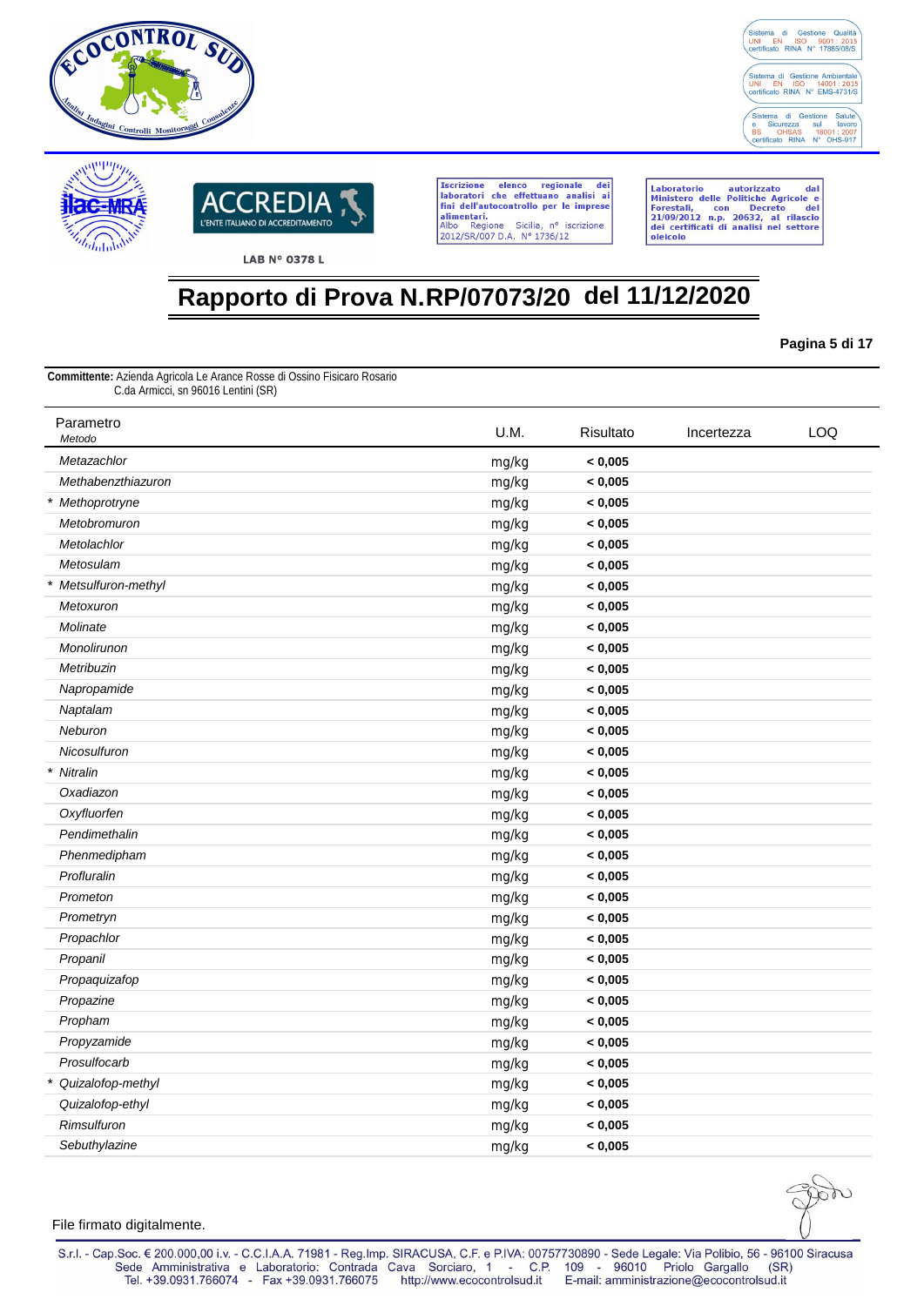# Rapporto di Prova N.RP/07073/20 del 11/12/2020

**Committente:** Azienda Agricola Le Arance Rosse di Ossino Fisicaro Rosario
C.da Armicci, sn 96016 Lentini (SR)

| Parametro *Metodo* | U.M. | Risultato | Incertezza | LOQ |
|---|---|---|---|---|
| *Metazachlor* | mg/kg | **< 0,005** | | |
| *Methabenzthiazuron* | mg/kg | **< 0,005** | | |
| * *Methoprotryne* | mg/kg | **< 0,005** | | |
| *Metobromuron* | mg/kg | **< 0,005** | | |
| *Metolachlor* | mg/kg | **< 0,005** | | |
| *Metosulam* | mg/kg | **< 0,005** | | |
| * *Metsulfuron-methyl* | mg/kg | **< 0,005** | | |
| *Metoxuron* | mg/kg | **< 0,005** | | |
| *Molinate* | mg/kg | **< 0,005** | | |
| *Monolirunon* | mg/kg | **< 0,005** | | |
| *Metribuzin* | mg/kg | **< 0,005** | | |
| *Napropamide* | mg/kg | **< 0,005** | | |
| *Naptalam* | mg/kg | **< 0,005** | | |
| *Neburon* | mg/kg | **< 0,005** | | |
| *Nicosulfuron* | mg/kg | **< 0,005** | | |
| * *Nitralin* | mg/kg | **< 0,005** | | |
| *Oxadiazon* | mg/kg | **< 0,005** | | |
| *Oxyfluorfen* | mg/kg | **< 0,005** | | |
| *Pendimethalin* | mg/kg | **< 0,005** | | |
| *Phenmedipham* | mg/kg | **< 0,005** | | |
| *Profluralin* | mg/kg | **< 0,005** | | |
| *Prometon* | mg/kg | **< 0,005** | | |
| *Prometryn* | mg/kg | **< 0,005** | | |
| *Propachlor* | mg/kg | **< 0,005** | | |
| *Propanil* | mg/kg | **< 0,005** | | |
| *Propaquizafop* | mg/kg | **< 0,005** | | |
| *Propazine* | mg/kg | **< 0,005** | | |
| *Propham* | mg/kg | **< 0,005** | | |
| *Propyzamide* | mg/kg | **< 0,005** | | |
| *Prosulfocarb* | mg/kg | **< 0,005** | | |
| * *Quizalofop-methyl* | mg/kg | **< 0,005** | | |
| *Quizalofop-ethyl* | mg/kg | **< 0,005** | | |
| *Rimsulfuron* | mg/kg | **< 0,005** | | |
| *Sebuthylazine* | mg/kg | **< 0,005** | | |

File firmato digitalmente.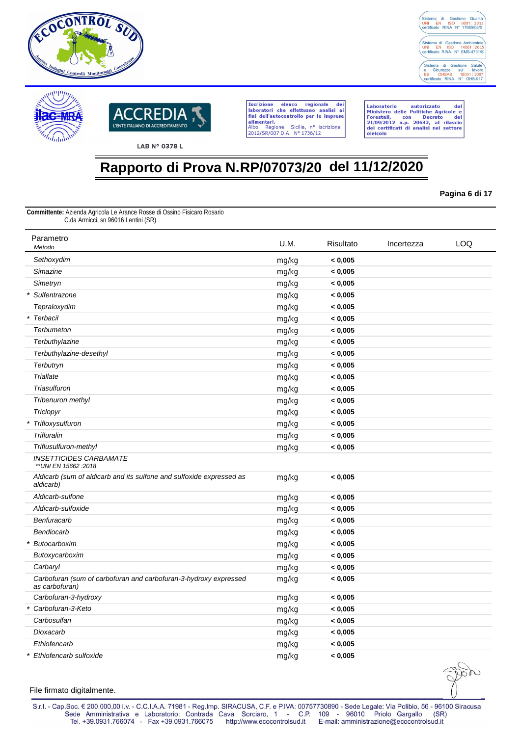ECOCONTROL SUD

Analisi Indagini Controlli Monitoraggi Consulenze

Sistema di Gestione Qualità UNI EN ISO 9001 : 2015 certificato RINA N° 17885/08/S

Sistema di Gestione Ambientale UNI EN ISO 14001 : 2015 certificato RINA N° EMS-4731/S

Sistema di Gestione Salute e Sicurezza sul lavoro BS OHSAS 18001 : 2007 certificato RINA N° OHS-917

ilac-MRA

ACCREDIA L'ENTE ITALIANO DI ACCREDITAMENTO

LAB N° 0378 L

Iscrizione elenco regionale dei laboratori che effettuano analisi ai fini dell'autocontrollo per le imprese alimentari. Albo Regione Sicilia, n° iscrizione 2012/SR/007 D.A. N° 1736/12

Laboratorio autorizzato dal Ministero delle Politiche Agricole e Forestali, con Decreto del 21/09/2012 n.p. 20632, al rilascio dei certificati di analisi nel settore oleicolo

# Rapporto di Prova N.RP/07073/20 del 11/12/2020

**Pagina 6 di 17**

**Committente:** Azienda Agricola Le Arance Rosse di Ossino Fisicaro Rosario
C.da Armicci, sn 96016 Lentini (SR)

| Parametro *Metodo* | U.M. | Risultato | Incertezza | LOQ |
|---|---|---|---|---|
| *Sethoxydim* | mg/kg | **< 0,005** | | |
| *Simazine* | mg/kg | **< 0,005** | | |
| *Simetryn* | mg/kg | **< 0,005** | | |
| * *Sulfentrazone* | mg/kg | **< 0,005** | | |
| *Tepraloxydim* | mg/kg | **< 0,005** | | |
| * *Terbacil* | mg/kg | **< 0,005** | | |
| *Terbumeton* | mg/kg | **< 0,005** | | |
| *Terbuthylazine* | mg/kg | **< 0,005** | | |
| *Terbuthylazine-desethyl* | mg/kg | **< 0,005** | | |
| *Terbutryn* | mg/kg | **< 0,005** | | |
| *Triallate* | mg/kg | **< 0,005** | | |
| *Triasulfuron* | mg/kg | **< 0,005** | | |
| *Tribenuron methyl* | mg/kg | **< 0,005** | | |
| *Triclopyr* | mg/kg | **< 0,005** | | |
| * *Trifloxysulfuron* | mg/kg | **< 0,005** | | |
| *Trifluralin* | mg/kg | **< 0,005** | | |
| *Triflusulfuron-methyl* | mg/kg | **< 0,005** | | |
| *INSETTICIDES CARBAMATE* *\*\*UNI EN 15662 :2018* | | | | |
| *Aldicarb (sum of aldicarb and its sulfone and sulfoxide expressed as aldicarb)* | mg/kg | **< 0,005** | | |
| *Aldicarb-sulfone* | mg/kg | **< 0,005** | | |
| *Aldicarb-sulfoxide* | mg/kg | **< 0,005** | | |
| *Benfuracarb* | mg/kg | **< 0,005** | | |
| *Bendiocarb* | mg/kg | **< 0,005** | | |
| * *Butocarboxim* | mg/kg | **< 0,005** | | |
| *Butoxycarboxim* | mg/kg | **< 0,005** | | |
| *Carbaryl* | mg/kg | **< 0,005** | | |
| *Carbofuran (sum of carbofuran and carbofuran-3-hydroxy expressed as carbofuran)* | mg/kg | **< 0,005** | | |
| *Carbofuran-3-hydroxy* | mg/kg | **< 0,005** | | |
| * *Carbofuran-3-Keto* | mg/kg | **< 0,005** | | |
| *Carbosulfan* | mg/kg | **< 0,005** | | |
| *Dioxacarb* | mg/kg | **< 0,005** | | |
| *Ethiofencarb* | mg/kg | **< 0,005** | | |
| * *Ethiofencarb sulfoxide* | mg/kg | **< 0,005** | | |

File firmato digitalmente.

S.r.l. - Cap.Soc. € 200.000,00 i.v. - C.C.I.A.A. 71981 - Reg.Imp. SIRACUSA, C.F. e P.IVA: 00757730890 - Sede Legale: Via Polibio, 56 - 96100 Siracusa
Sede Amministrativa e Laboratorio: Contrada Cava Sorciaro, 1 - C.P. 109 - 96010 Priolo Gargallo (SR)
Tel. +39.0931.766074 - Fax +39.0931.766075 http://www.ecocontrolsud.it E-mail: amministrazione@ecocontrolsud.it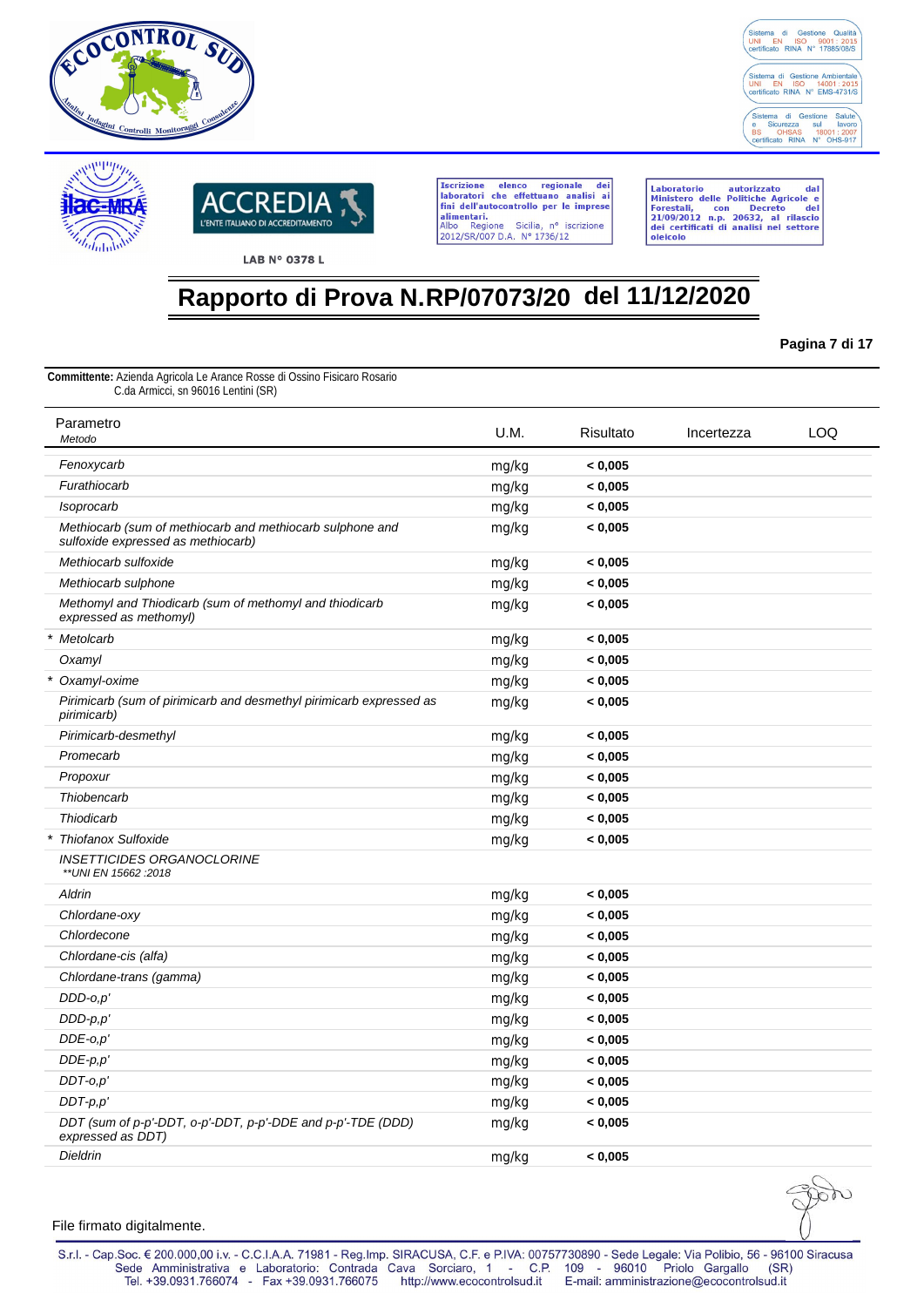Iscrizione elenco regionale dei laboratori che effettuano analisi ai fini dell'autocontrollo per le imprese alimentari.
Albo Regione Sicilia, n° iscrizione 2012/SR/007 D.A. N° 1736/12

Laboratorio autorizzato dal Ministero delle Politiche Agricole e Forestali, con Decreto del 21/09/2012 n.p. 20632, al rilascio dei certificati di analisi nel settore oleicolo

LAB N° 0378 L

# Rapporto di Prova N.RP/07073/20 del 11/12/2020

**Committente:** Azienda Agricola Le Arance Rosse di Ossino Fisicaro Rosario
C.da Armicci, sn 96016 Lentini (SR)

| Parametro *Metodo* | U.M. | Risultato | Incertezza | LOQ |
|---|---|---|---|---|
| *Fenoxycarb* | mg/kg | **< 0,005** | | |
| *Furathiocarb* | mg/kg | **< 0,005** | | |
| *Isoprocarb* | mg/kg | **< 0,005** | | |
| *Methiocarb (sum of methiocarb and methiocarb sulphone and sulfoxide expressed as methiocarb)* | mg/kg | **< 0,005** | | |
| *Methiocarb sulfoxide* | mg/kg | **< 0,005** | | |
| *Methiocarb sulphone* | mg/kg | **< 0,005** | | |
| *Methomyl and Thiodicarb (sum of methomyl and thiodicarb expressed as methomyl)* | mg/kg | **< 0,005** | | |
| * *Metolcarb* | mg/kg | **< 0,005** | | |
| *Oxamyl* | mg/kg | **< 0,005** | | |
| * *Oxamyl-oxime* | mg/kg | **< 0,005** | | |
| *Pirimicarb (sum of pirimicarb and desmethyl pirimicarb expressed as pirimicarb)* | mg/kg | **< 0,005** | | |
| *Pirimicarb-desmethyl* | mg/kg | **< 0,005** | | |
| *Promecarb* | mg/kg | **< 0,005** | | |
| *Propoxur* | mg/kg | **< 0,005** | | |
| *Thiobencarb* | mg/kg | **< 0,005** | | |
| *Thiodicarb* | mg/kg | **< 0,005** | | |
| * *Thiofanox Sulfoxide* | mg/kg | **< 0,005** | | |
| *INSETTICIDES ORGANOCLORINE* *\*\*UNI EN 15662 :2018* | | | | |
| *Aldrin* | mg/kg | **< 0,005** | | |
| *Chlordane-oxy* | mg/kg | **< 0,005** | | |
| *Chlordecone* | mg/kg | **< 0,005** | | |
| *Chlordane-cis (alfa)* | mg/kg | **< 0,005** | | |
| *Chlordane-trans (gamma)* | mg/kg | **< 0,005** | | |
| *DDD-o,p'* | mg/kg | **< 0,005** | | |
| *DDD-p,p'* | mg/kg | **< 0,005** | | |
| *DDE-o,p'* | mg/kg | **< 0,005** | | |
| *DDE-p,p'* | mg/kg | **< 0,005** | | |
| *DDT-o,p'* | mg/kg | **< 0,005** | | |
| *DDT-p,p'* | mg/kg | **< 0,005** | | |
| *DDT (sum of p-p'-DDT, o-p'-DDT, p-p'-DDE and p-p'-TDE (DDD) expressed as DDT)* | mg/kg | **< 0,005** | | |
| *Dieldrin* | mg/kg | **< 0,005** | | |

File firmato digitalmente.

S.r.l. - Cap.Soc. € 200.000,00 i.v. - C.C.I.A.A. 71981 - Reg.Imp. SIRACUSA, C.F. e P.IVA: 00757730890 - Sede Legale: Via Polibio, 56 - 96100 Siracusa
Sede Amministrativa e Laboratorio: Contrada Cava Sorciaro, 1 - C.P. 109 - 96010 Priolo Gargallo (SR)
Tel. +39.0931.766074 - Fax +39.0931.766075 http://www.ecocontrolsud.it E-mail: amministrazione@ecocontrolsud.it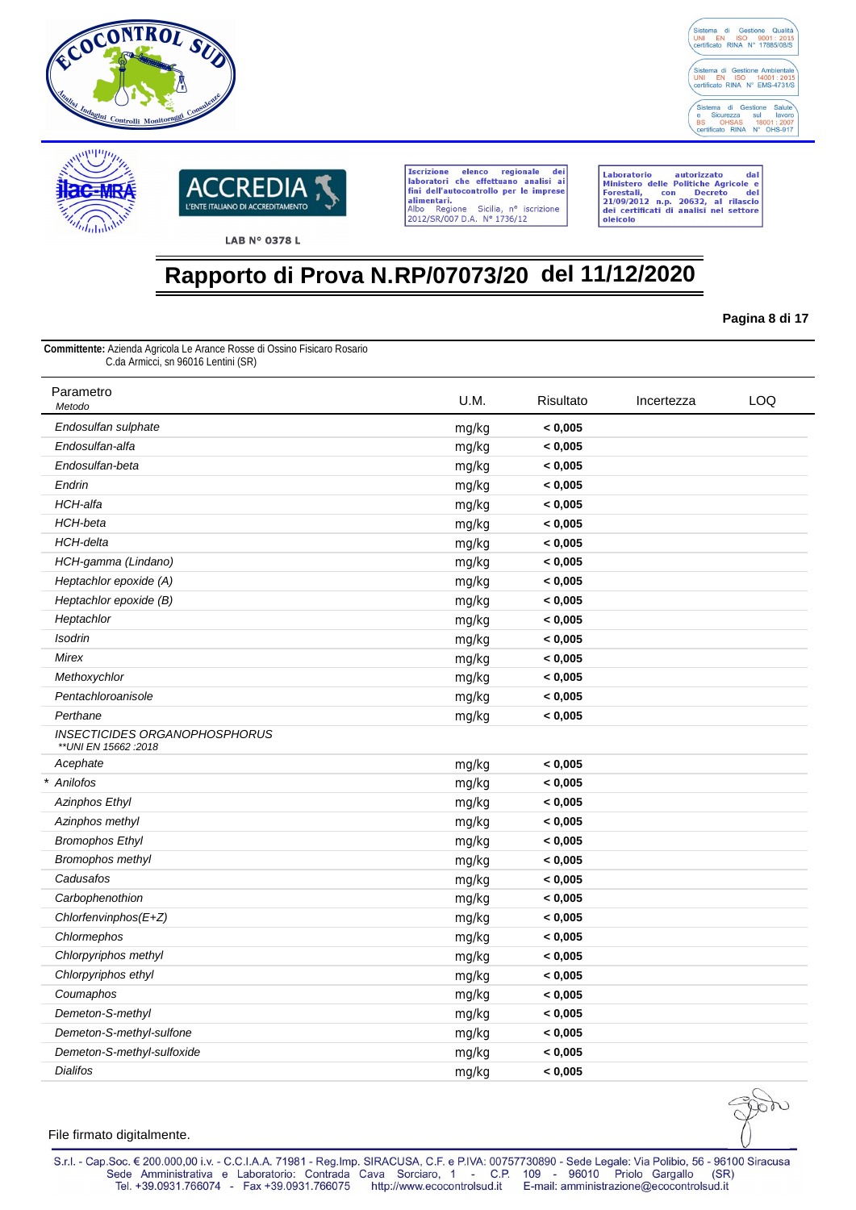ECOCONTROL SUD

Sistema di Gestione Qualità UNI EN ISO 9001 : 2015 certificato RINA N° 17885/08/S

Sistema di Gestione Ambientale UNI EN ISO 14001 : 2015 certificato RINA N° EMS-4731/S

Sistema di Gestione Salute e Sicurezza sul lavoro BS OHSAS 18001 : 2007 certificato RINA N° OHS-917

ilac-MRA

ACCREDIA L'ENTE ITALIANO DI ACCREDITAMENTO

LAB N° 0378 L

Iscrizione elenco regionale dei laboratori che effettuano analisi ai fini dell'autocontrollo per le imprese alimentari. Albo Regione Sicilia, n° iscrizione 2012/SR/007 D.A. N° 1736/12

Laboratorio autorizzato dal Ministero delle Politiche Agricole e Forestali, con Decreto del 21/09/2012 n.p. 20632, al rilascio dei certificati di analisi nel settore oleicolo

# Rapporto di Prova N.RP/07073/20 del 11/12/2020

**Committente:** Azienda Agricola Le Arance Rosse di Ossino Fisicaro Rosario
C.da Armicci, sn 96016 Lentini (SR)

| Parametro *Metodo* | U.M. | Risultato | Incertezza | LOQ |
|---|---|---|---|---|
| *Endosulfan sulphate* | mg/kg | **< 0,005** | | |
| *Endosulfan-alfa* | mg/kg | **< 0,005** | | |
| *Endosulfan-beta* | mg/kg | **< 0,005** | | |
| *Endrin* | mg/kg | **< 0,005** | | |
| *HCH-alfa* | mg/kg | **< 0,005** | | |
| *HCH-beta* | mg/kg | **< 0,005** | | |
| *HCH-delta* | mg/kg | **< 0,005** | | |
| *HCH-gamma (Lindano)* | mg/kg | **< 0,005** | | |
| *Heptachlor epoxide (A)* | mg/kg | **< 0,005** | | |
| *Heptachlor epoxide (B)* | mg/kg | **< 0,005** | | |
| *Heptachlor* | mg/kg | **< 0,005** | | |
| *Isodrin* | mg/kg | **< 0,005** | | |
| *Mirex* | mg/kg | **< 0,005** | | |
| *Methoxychlor* | mg/kg | **< 0,005** | | |
| *Pentachloroanisole* | mg/kg | **< 0,005** | | |
| *Perthane* | mg/kg | **< 0,005** | | |
| *INSECTICIDES ORGANOPHOSPHORUS* *\*\*UNI EN 15662 :2018* | | | | |
| *Acephate* | mg/kg | **< 0,005** | | |
| \* *Anilofos* | mg/kg | **< 0,005** | | |
| *Azinphos Ethyl* | mg/kg | **< 0,005** | | |
| *Azinphos methyl* | mg/kg | **< 0,005** | | |
| *Bromophos Ethyl* | mg/kg | **< 0,005** | | |
| *Bromophos methyl* | mg/kg | **< 0,005** | | |
| *Cadusafos* | mg/kg | **< 0,005** | | |
| *Carbophenothion* | mg/kg | **< 0,005** | | |
| *Chlorfenvinphos(E+Z)* | mg/kg | **< 0,005** | | |
| *Chlormephos* | mg/kg | **< 0,005** | | |
| *Chlorpyriphos methyl* | mg/kg | **< 0,005** | | |
| *Chlorpyriphos ethyl* | mg/kg | **< 0,005** | | |
| *Coumaphos* | mg/kg | **< 0,005** | | |
| *Demeton-S-methyl* | mg/kg | **< 0,005** | | |
| *Demeton-S-methyl-sulfone* | mg/kg | **< 0,005** | | |
| *Demeton-S-methyl-sulfoxide* | mg/kg | **< 0,005** | | |
| *Dialifos* | mg/kg | **< 0,005** | | |

File firmato digitalmente.

S.r.l. - Cap.Soc. € 200.000,00 i.v. - C.C.I.A.A. 71981 - Reg.Imp. SIRACUSA, C.F. e P.IVA: 00757730890 - Sede Legale: Via Polibio, 56 - 96100 Siracusa
Sede Amministrativa e Laboratorio: Contrada Cava Sorciaro, 1 - C.P. 109 - 96010 Priolo Gargallo (SR)
Tel. +39.0931.766074 - Fax +39.0931.766075 http://www.ecocontrolsud.it E-mail: amministrazione@ecocontrolsud.it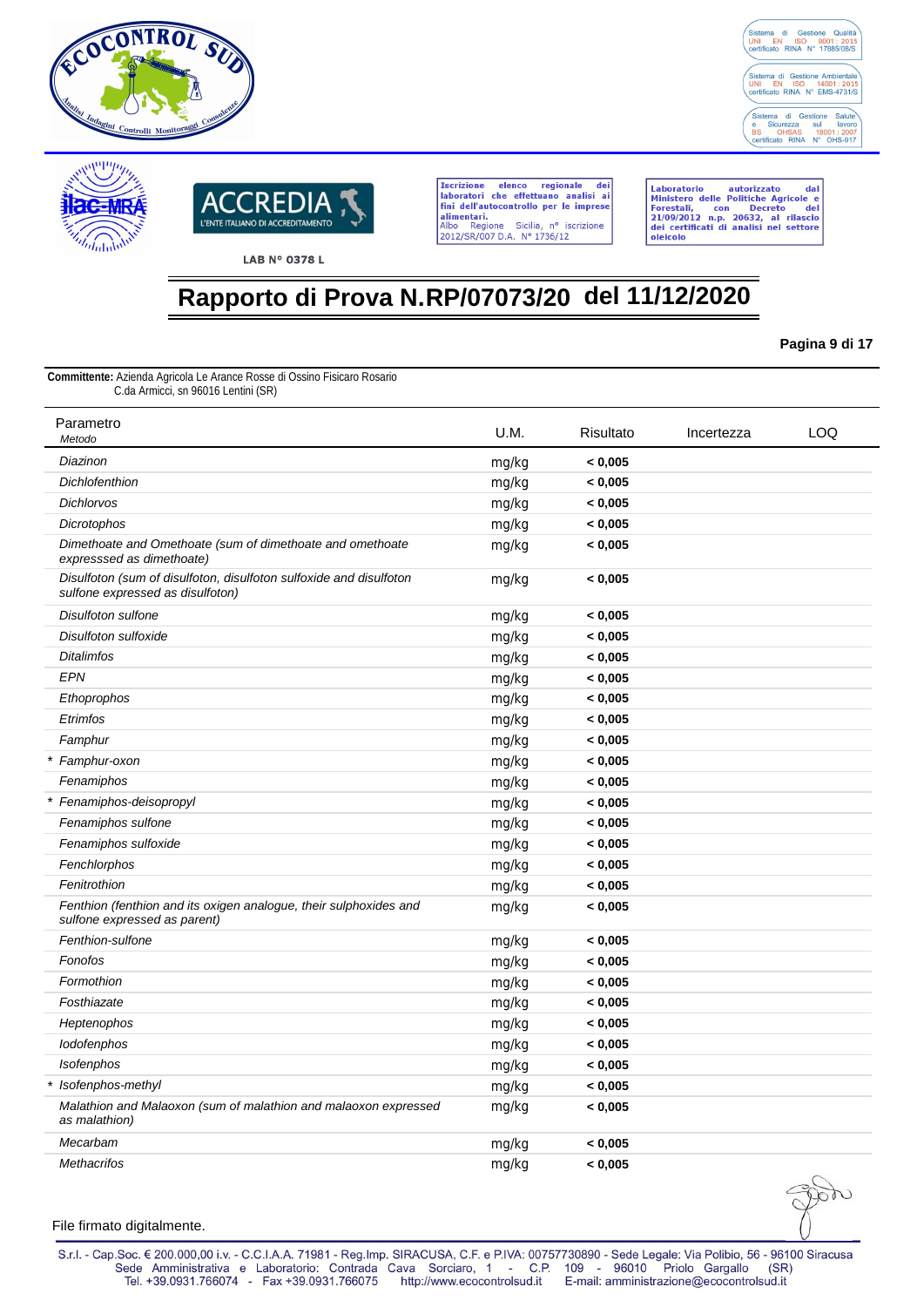# Rapporto di Prova N.RP/07073/20 del 11/12/2020

**Committente:** Azienda Agricola Le Arance Rosse di Ossino Fisicaro Rosario
C.da Armicci, sn 96016 Lentini (SR)

| Parametro<br>*Metodo* | U.M. | Risultato | Incertezza | LOQ |
|---|---|---|---|---|
| *Diazinon* | mg/kg | **< 0,005** | | |
| *Dichlofenthion* | mg/kg | **< 0,005** | | |
| *Dichlorvos* | mg/kg | **< 0,005** | | |
| *Dicrotophos* | mg/kg | **< 0,005** | | |
| *Dimethoate and Omethoate (sum of dimethoate and omethoate expresssed as dimethoate)* | mg/kg | **< 0,005** | | |
| *Disulfoton (sum of disulfoton, disulfoton sulfoxide and disulfoton sulfone expressed as disulfoton)* | mg/kg | **< 0,005** | | |
| *Disulfoton sulfone* | mg/kg | **< 0,005** | | |
| *Disulfoton sulfoxide* | mg/kg | **< 0,005** | | |
| *Ditalimfos* | mg/kg | **< 0,005** | | |
| *EPN* | mg/kg | **< 0,005** | | |
| *Ethoprophos* | mg/kg | **< 0,005** | | |
| *Etrimfos* | mg/kg | **< 0,005** | | |
| *Famphur* | mg/kg | **< 0,005** | | |
| * *Famphur-oxon* | mg/kg | **< 0,005** | | |
| *Fenamiphos* | mg/kg | **< 0,005** | | |
| * *Fenamiphos-deisopropyl* | mg/kg | **< 0,005** | | |
| *Fenamiphos sulfone* | mg/kg | **< 0,005** | | |
| *Fenamiphos sulfoxide* | mg/kg | **< 0,005** | | |
| *Fenchlorphos* | mg/kg | **< 0,005** | | |
| *Fenitrothion* | mg/kg | **< 0,005** | | |
| *Fenthion (fenthion and its oxigen analogue, their sulphoxides and sulfone expressed as parent)* | mg/kg | **< 0,005** | | |
| *Fenthion-sulfone* | mg/kg | **< 0,005** | | |
| *Fonofos* | mg/kg | **< 0,005** | | |
| *Formothion* | mg/kg | **< 0,005** | | |
| *Fosthiazate* | mg/kg | **< 0,005** | | |
| *Heptenophos* | mg/kg | **< 0,005** | | |
| *Iodofenphos* | mg/kg | **< 0,005** | | |
| *Isofenphos* | mg/kg | **< 0,005** | | |
| * *Isofenphos-methyl* | mg/kg | **< 0,005** | | |
| *Malathion and Malaoxon (sum of malathion and malaoxon expressed as malathion)* | mg/kg | **< 0,005** | | |
| *Mecarbam* | mg/kg | **< 0,005** | | |
| *Methacrifos* | mg/kg | **< 0,005** | | |

File firmato digitalmente.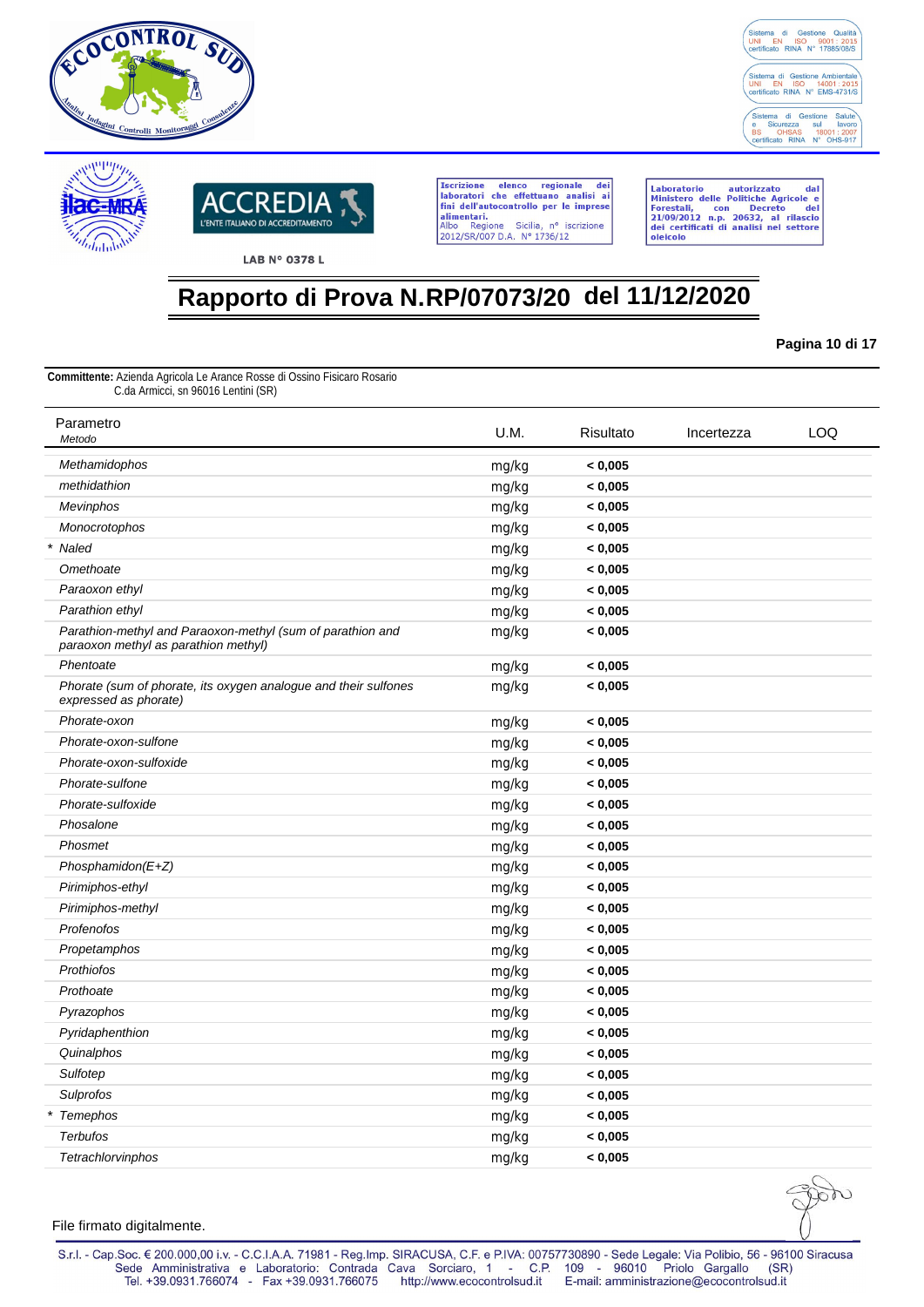Sistema di Gestione Qualità UNI EN ISO 9001 : 2015 certificato RINA N° 17885/08/S

Sistema di Gestione Ambientale UNI EN ISO 14001 : 2015 certificato RINA N° EMS-4731/S

Sistema di Gestione Salute e Sicurezza sul lavoro BS OHSAS 18001 : 2007 certificato RINA N° OHS-917

LAB N° 0378 L

Iscrizione elenco regionale dei laboratori che effettuano analisi ai fini dell'autocontrollo per le imprese alimentari. Albo Regione Sicilia, n° iscrizione 2012/SR/007 D.A. N° 1736/12

Laboratorio autorizzato dal Ministero delle Politiche Agricole e Forestali, con Decreto del 21/09/2012 n.p. 20632, al rilascio dei certificati di analisi nel settore oleicolo

# Rapporto di Prova N.RP/07073/20 del 11/12/2020

**Pagina 10 di 17**

**Committente:** Azienda Agricola Le Arance Rosse di Ossino Fisicaro Rosario
C.da Armicci, sn 96016 Lentini (SR)

| Parametro *Metodo* | U.M. | Risultato | Incertezza | LOQ |
|---|---|---|---|---|
| *Methamidophos* | mg/kg | **< 0,005** | | |
| *methidathion* | mg/kg | **< 0,005** | | |
| *Mevinphos* | mg/kg | **< 0,005** | | |
| *Monocrotophos* | mg/kg | **< 0,005** | | |
| * *Naled* | mg/kg | **< 0,005** | | |
| *Omethoate* | mg/kg | **< 0,005** | | |
| *Paraoxon ethyl* | mg/kg | **< 0,005** | | |
| *Parathion ethyl* | mg/kg | **< 0,005** | | |
| *Parathion-methyl and Paraoxon-methyl (sum of parathion and paraoxon methyl as parathion methyl)* | mg/kg | **< 0,005** | | |
| *Phentoate* | mg/kg | **< 0,005** | | |
| *Phorate (sum of phorate, its oxygen analogue and their sulfones expressed as phorate)* | mg/kg | **< 0,005** | | |
| *Phorate-oxon* | mg/kg | **< 0,005** | | |
| *Phorate-oxon-sulfone* | mg/kg | **< 0,005** | | |
| *Phorate-oxon-sulfoxide* | mg/kg | **< 0,005** | | |
| *Phorate-sulfone* | mg/kg | **< 0,005** | | |
| *Phorate-sulfoxide* | mg/kg | **< 0,005** | | |
| *Phosalone* | mg/kg | **< 0,005** | | |
| *Phosmet* | mg/kg | **< 0,005** | | |
| *Phosphamidon(E+Z)* | mg/kg | **< 0,005** | | |
| *Pirimiphos-ethyl* | mg/kg | **< 0,005** | | |
| *Pirimiphos-methyl* | mg/kg | **< 0,005** | | |
| *Profenofos* | mg/kg | **< 0,005** | | |
| *Propetamphos* | mg/kg | **< 0,005** | | |
| *Prothiofos* | mg/kg | **< 0,005** | | |
| *Prothoate* | mg/kg | **< 0,005** | | |
| *Pyrazophos* | mg/kg | **< 0,005** | | |
| *Pyridaphenthion* | mg/kg | **< 0,005** | | |
| *Quinalphos* | mg/kg | **< 0,005** | | |
| *Sulfotep* | mg/kg | **< 0,005** | | |
| *Sulprofos* | mg/kg | **< 0,005** | | |
| * *Temephos* | mg/kg | **< 0,005** | | |
| *Terbufos* | mg/kg | **< 0,005** | | |
| *Tetrachlorvinphos* | mg/kg | **< 0,005** | | |

File firmato digitalmente.

S.r.l. - Cap.Soc. € 200.000,00 i.v. - C.C.I.A.A. 71981 - Reg.Imp. SIRACUSA, C.F. e P.IVA: 00757730890 - Sede Legale: Via Polibio, 56 - 96100 Siracusa
Sede Amministrativa e Laboratorio: Contrada Cava Sorciaro, 1 - C.P. 109 - 96010 Priolo Gargallo (SR)
Tel. +39.0931.766074 - Fax +39.0931.766075 http://www.ecocontrolsud.it E-mail: amministrazione@ecocontrolsud.it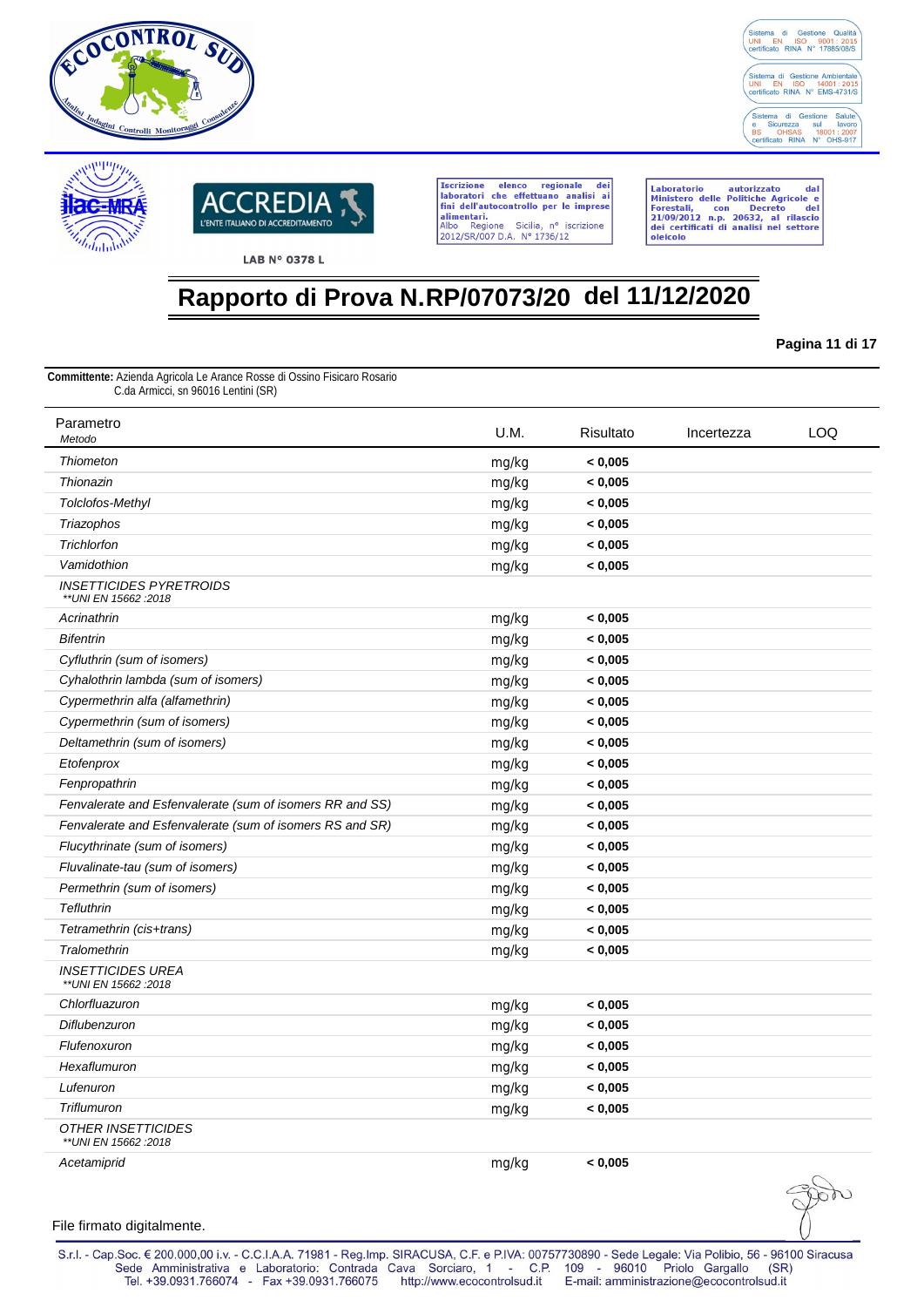LAB N° 0378 L

Iscrizione elenco regionale dei laboratori che effettuano analisi ai fini dell'autocontrollo per le imprese alimentari.
Albo Regione Sicilia, n° iscrizione 2012/SR/007 D.A. N° 1736/12

Laboratorio autorizzato dal Ministero delle Politiche Agricole e Forestali, con Decreto del 21/09/2012 n.p. 20632, al rilascio dei certificati di analisi nel settore oleicolo

Sistema di Gestione Qualità UNI EN ISO 9001 : 2015 certificato RINA N° 17885/08/S

Sistema di Gestione Ambientale UNI EN ISO 14001 : 2015 certificato RINA N° EMS-4731/S

Sistema di Gestione Salute e Sicurezza sul lavoro BS OHSAS 18001 : 2007 certificato RINA N° OHS-917

# Rapporto di Prova N.RP/07073/20 del 11/12/2020

**Committente:** Azienda Agricola Le Arance Rosse di Ossino Fisicaro Rosario
C.da Armicci, sn 96016 Lentini (SR)

| Parametro<br>*Metodo* | U.M. | Risultato | Incertezza | LOQ |
|---|---|---|---|---|
| *Thiometon* | mg/kg | **< 0,005** | | |
| *Thionazin* | mg/kg | **< 0,005** | | |
| *Tolclofos-Methyl* | mg/kg | **< 0,005** | | |
| *Triazophos* | mg/kg | **< 0,005** | | |
| *Trichlorfon* | mg/kg | **< 0,005** | | |
| *Vamidothion* | mg/kg | **< 0,005** | | |
| *INSETTICIDES PYRETROIDS*<br>*\*\*UNI EN 15662 :2018* | | | | |
| *Acrinathrin* | mg/kg | **< 0,005** | | |
| *Bifentrin* | mg/kg | **< 0,005** | | |
| *Cyfluthrin (sum of isomers)* | mg/kg | **< 0,005** | | |
| *Cyhalothrin lambda (sum of isomers)* | mg/kg | **< 0,005** | | |
| *Cypermethrin alfa (alfamethrin)* | mg/kg | **< 0,005** | | |
| *Cypermethrin (sum of isomers)* | mg/kg | **< 0,005** | | |
| *Deltamethrin (sum of isomers)* | mg/kg | **< 0,005** | | |
| *Etofenprox* | mg/kg | **< 0,005** | | |
| *Fenpropathrin* | mg/kg | **< 0,005** | | |
| *Fenvalerate and Esfenvalerate (sum of isomers RR and SS)* | mg/kg | **< 0,005** | | |
| *Fenvalerate and Esfenvalerate (sum of isomers RS and SR)* | mg/kg | **< 0,005** | | |
| *Flucythrinate (sum of isomers)* | mg/kg | **< 0,005** | | |
| *Fluvalinate-tau (sum of isomers)* | mg/kg | **< 0,005** | | |
| *Permethrin (sum of isomers)* | mg/kg | **< 0,005** | | |
| *Tefluthrin* | mg/kg | **< 0,005** | | |
| *Tetramethrin (cis+trans)* | mg/kg | **< 0,005** | | |
| *Tralomethrin* | mg/kg | **< 0,005** | | |
| *INSETTICIDES UREA*<br>*\*\*UNI EN 15662 :2018* | | | | |
| *Chlorfluazuron* | mg/kg | **< 0,005** | | |
| *Diflubenzuron* | mg/kg | **< 0,005** | | |
| *Flufenoxuron* | mg/kg | **< 0,005** | | |
| *Hexaflumuron* | mg/kg | **< 0,005** | | |
| *Lufenuron* | mg/kg | **< 0,005** | | |
| *Triflumuron* | mg/kg | **< 0,005** | | |
| *OTHER INSETTICIDES*<br>*\*\*UNI EN 15662 :2018* | | | | |
| *Acetamiprid* | mg/kg | **< 0,005** | | |

File firmato digitalmente.

S.r.l. - Cap.Soc. € 200.000,00 i.v. - C.C.I.A.A. 71981 - Reg.Imp. SIRACUSA, C.F. e P.IVA: 00757730890 - Sede Legale: Via Polibio, 56 - 96100 Siracusa
Sede Amministrativa e Laboratorio: Contrada Cava Sorciaro, 1 - C.P. 109 - 96010 Priolo Gargallo (SR)
Tel. +39.0931.766074 - Fax +39.0931.766075 http://www.ecocontrolsud.it E-mail: amministrazione@ecocontrolsud.it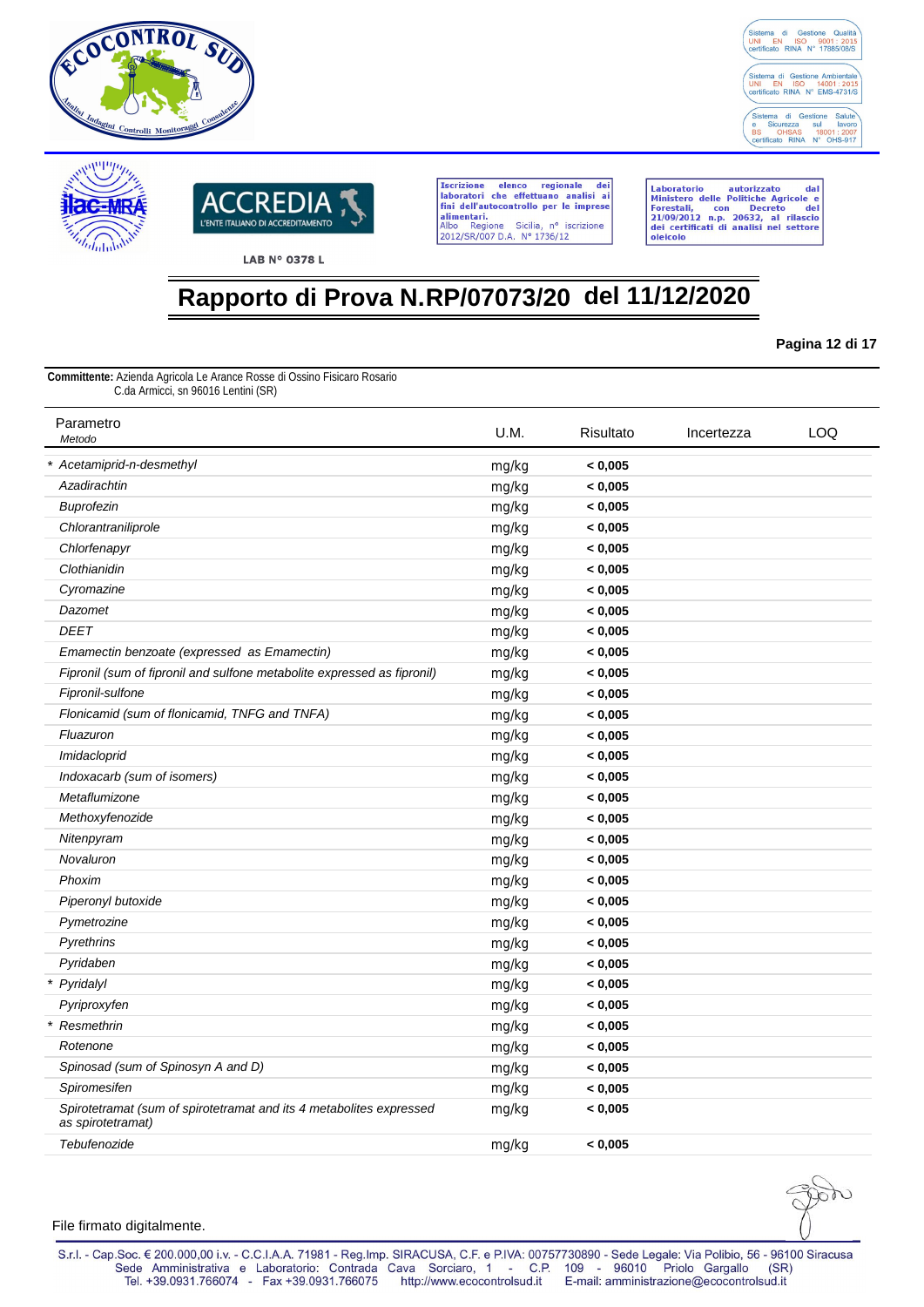ECOCONTROL SUD

Analisi Indagini Controlli Monitoraggi Consulenze

Sistema di Gestione Qualità UNI EN ISO 9001 : 2015 certificato RINA N° 17885/08/S

Sistema di Gestione Ambientale UNI EN ISO 14001 : 2015 certificato RINA N° EMS-4731/S

Sistema di Gestione Salute e Sicurezza sul lavoro BS OHSAS 18001 : 2007 certificato RINA N° OHS-917

ilac-MRA

ACCREDIA L'ENTE ITALIANO DI ACCREDITAMENTO

LAB N° 0378 L

Iscrizione elenco regionale dei laboratori che effettuano analisi ai fini dell'autocontrollo per le imprese alimentari. Albo Regione Sicilia, n° iscrizione 2012/SR/007 D.A. N° 1736/12

Laboratorio autorizzato dal Ministero delle Politiche Agricole e Forestali, con Decreto del 21/09/2012 n.p. 20632, al rilascio dei certificati di analisi nel settore oleicolo

# Rapporto di Prova N.RP/07073/20 del 11/12/2020

**Pagina 12 di 17**

**Committente:** Azienda Agricola Le Arance Rosse di Ossino Fisicaro Rosario
C.da Armicci, sn 96016 Lentini (SR)

| Parametro<br>*Metodo* | U.M. | Risultato | Incertezza | LOQ |
|---|---|---|---|---|
| * *Acetamiprid-n-desmethyl* | mg/kg | **< 0,005** | | |
| *Azadirachtin* | mg/kg | **< 0,005** | | |
| *Buprofezin* | mg/kg | **< 0,005** | | |
| *Chlorantraniliprole* | mg/kg | **< 0,005** | | |
| *Chlorfenapyr* | mg/kg | **< 0,005** | | |
| *Clothianidin* | mg/kg | **< 0,005** | | |
| *Cyromazine* | mg/kg | **< 0,005** | | |
| *Dazomet* | mg/kg | **< 0,005** | | |
| *DEET* | mg/kg | **< 0,005** | | |
| *Emamectin benzoate (expressed as Emamectin)* | mg/kg | **< 0,005** | | |
| *Fipronil (sum of fipronil and sulfone metabolite expressed as fipronil)* | mg/kg | **< 0,005** | | |
| *Fipronil-sulfone* | mg/kg | **< 0,005** | | |
| *Flonicamid (sum of flonicamid, TNFG and TNFA)* | mg/kg | **< 0,005** | | |
| *Fluazuron* | mg/kg | **< 0,005** | | |
| *Imidacloprid* | mg/kg | **< 0,005** | | |
| *Indoxacarb (sum of isomers)* | mg/kg | **< 0,005** | | |
| *Metaflumizone* | mg/kg | **< 0,005** | | |
| *Methoxyfenozide* | mg/kg | **< 0,005** | | |
| *Nitenpyram* | mg/kg | **< 0,005** | | |
| *Novaluron* | mg/kg | **< 0,005** | | |
| *Phoxim* | mg/kg | **< 0,005** | | |
| *Piperonyl butoxide* | mg/kg | **< 0,005** | | |
| *Pymetrozine* | mg/kg | **< 0,005** | | |
| *Pyrethrins* | mg/kg | **< 0,005** | | |
| *Pyridaben* | mg/kg | **< 0,005** | | |
| * *Pyridalyl* | mg/kg | **< 0,005** | | |
| *Pyriproxyfen* | mg/kg | **< 0,005** | | |
| * *Resmethrin* | mg/kg | **< 0,005** | | |
| *Rotenone* | mg/kg | **< 0,005** | | |
| *Spinosad (sum of Spinosyn A and D)* | mg/kg | **< 0,005** | | |
| *Spiromesifen* | mg/kg | **< 0,005** | | |
| *Spirotetramat (sum of spirotetramat and its 4 metabolites expressed as spirotetramat)* | mg/kg | **< 0,005** | | |
| *Tebufenozide* | mg/kg | **< 0,005** | | |

File firmato digitalmente.

S.r.l. - Cap.Soc. € 200.000,00 i.v. - C.C.I.A.A. 71981 - Reg.Imp. SIRACUSA, C.F. e P.IVA: 00757730890 - Sede Legale: Via Polibio, 56 - 96100 Siracusa
Sede Amministrativa e Laboratorio: Contrada Cava Sorciaro, 1 - C.P. 109 - 96010 Priolo Gargallo (SR)
Tel. +39.0931.766074 - Fax +39.0931.766075 http://www.ecocontrolsud.it E-mail: amministrazione@ecocontrolsud.it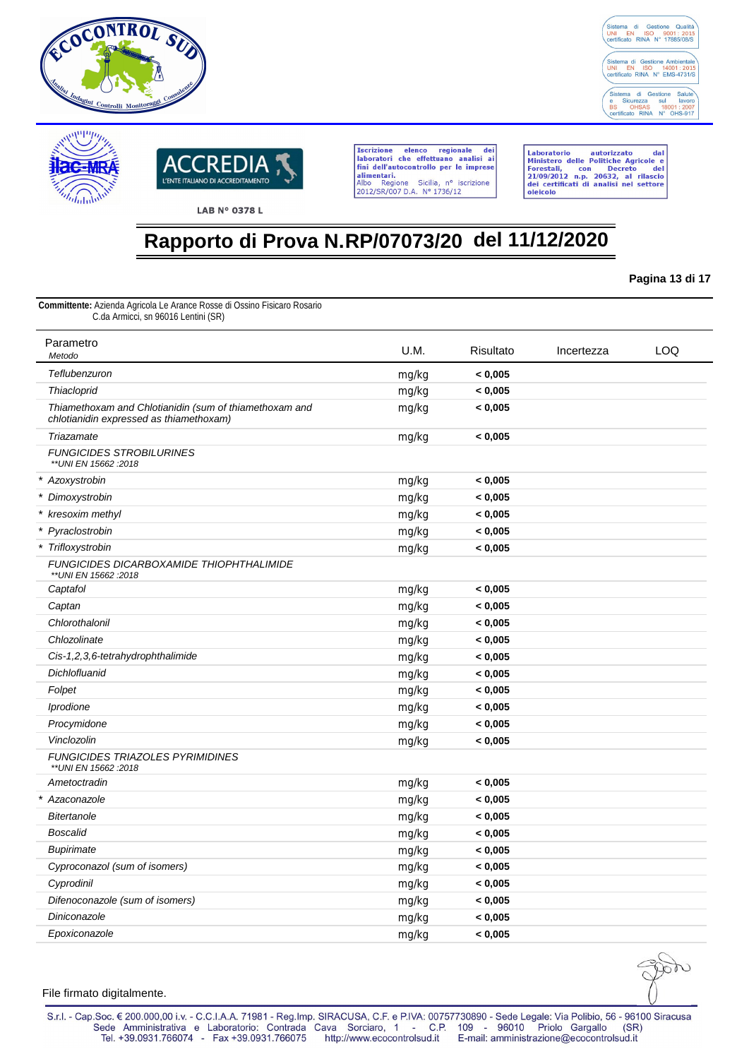# Rapporto di Prova N.RP/07073/20 del 11/12/2020

**Pagina 13 di 17**

**Committente:** Azienda Agricola Le Arance Rosse di Ossino Fisicaro Rosario
C.da Armicci, sn 96016 Lentini (SR)

| Parametro *Metodo* | U.M. | Risultato | Incertezza | LOQ |
|---|---|---|---|---|
| *Teflubenzuron* | mg/kg | **< 0,005** | | |
| *Thiacloprid* | mg/kg | **< 0,005** | | |
| *Thiamethoxam and Chlotianidin (sum of thiamethoxam and chlotianidin expressed as thiamethoxam)* | mg/kg | **< 0,005** | | |
| *Triazamate* | mg/kg | **< 0,005** | | |
| *FUNGICIDES STROBILURINES* *\*\*UNI EN 15662 :2018* | | | | |
| * *Azoxystrobin* | mg/kg | **< 0,005** | | |
| * *Dimoxystrobin* | mg/kg | **< 0,005** | | |
| * *kresoxim methyl* | mg/kg | **< 0,005** | | |
| * *Pyraclostrobin* | mg/kg | **< 0,005** | | |
| * *Trifloxystrobin* | mg/kg | **< 0,005** | | |
| *FUNGICIDES DICARBOXAMIDE THIOPHTHALIMIDE* *\*\*UNI EN 15662 :2018* | | | | |
| *Captafol* | mg/kg | **< 0,005** | | |
| *Captan* | mg/kg | **< 0,005** | | |
| *Chlorothalonil* | mg/kg | **< 0,005** | | |
| *Chlozolinate* | mg/kg | **< 0,005** | | |
| *Cis-1,2,3,6-tetrahydrophthalimide* | mg/kg | **< 0,005** | | |
| *Dichlofluanid* | mg/kg | **< 0,005** | | |
| *Folpet* | mg/kg | **< 0,005** | | |
| *Iprodione* | mg/kg | **< 0,005** | | |
| *Procymidone* | mg/kg | **< 0,005** | | |
| *Vinclozolin* | mg/kg | **< 0,005** | | |
| *FUNGICIDES TRIAZOLES PYRIMIDINES* *\*\*UNI EN 15662 :2018* | | | | |
| *Ametoctradin* | mg/kg | **< 0,005** | | |
| * *Azaconazole* | mg/kg | **< 0,005** | | |
| *Bitertanole* | mg/kg | **< 0,005** | | |
| *Boscalid* | mg/kg | **< 0,005** | | |
| *Bupirimate* | mg/kg | **< 0,005** | | |
| *Cyproconazol (sum of isomers)* | mg/kg | **< 0,005** | | |
| *Cyprodinil* | mg/kg | **< 0,005** | | |
| *Difenoconazole (sum of isomers)* | mg/kg | **< 0,005** | | |
| *Diniconazole* | mg/kg | **< 0,005** | | |
| *Epoxiconazole* | mg/kg | **< 0,005** | | |

File firmato digitalmente.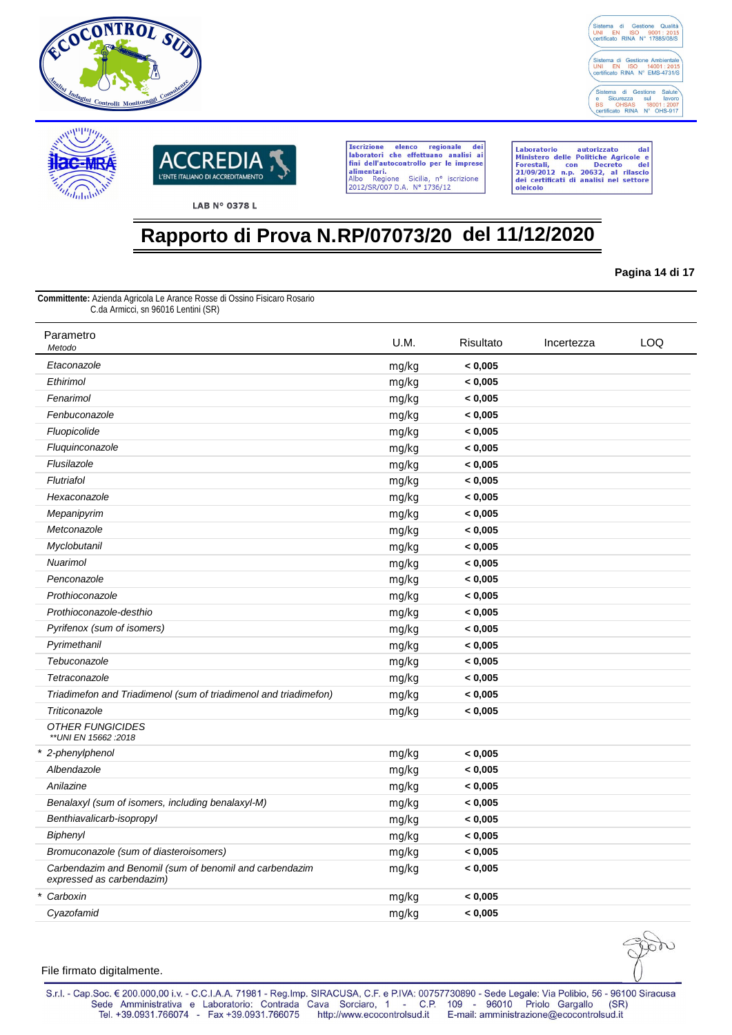LAB N° 0378 L

Iscrizione elenco regionale dei laboratori che effettuano analisi ai fini dell'autocontrollo per le imprese alimentari.
Albo Regione Sicilia, n° iscrizione 2012/SR/007 D.A. N° 1736/12

Laboratorio autorizzato dal Ministero delle Politiche Agricole e Forestali, con Decreto del 21/09/2012 n.p. 20632, al rilascio dei certificati di analisi nel settore oleicolo

Sistema di Gestione Qualità UNI EN ISO 9001 : 2015 certificato RINA N° 17885/08/S

Sistema di Gestione Ambientale UNI EN ISO 14001 : 2015 certificato RINA N° EMS-4731/S

Sistema di Gestione Salute e Sicurezza sul lavoro BS OHSAS 18001 : 2007 certificato RINA N° OHS-917

# Rapporto di Prova N.RP/07073/20 del 11/12/2020

**Committente:** Azienda Agricola Le Arance Rosse di Ossino Fisicaro Rosario
C.da Armicci, sn 96016 Lentini (SR)

| Parametro<br>*Metodo* | U.M. | Risultato | Incertezza | LOQ |
|---|---|---|---|---|
| *Etaconazole* | mg/kg | **< 0,005** | | |
| *Ethirimol* | mg/kg | **< 0,005** | | |
| *Fenarimol* | mg/kg | **< 0,005** | | |
| *Fenbuconazole* | mg/kg | **< 0,005** | | |
| *Fluopicolide* | mg/kg | **< 0,005** | | |
| *Fluquinconazole* | mg/kg | **< 0,005** | | |
| *Flusilazole* | mg/kg | **< 0,005** | | |
| *Flutriafol* | mg/kg | **< 0,005** | | |
| *Hexaconazole* | mg/kg | **< 0,005** | | |
| *Mepanipyrim* | mg/kg | **< 0,005** | | |
| *Metconazole* | mg/kg | **< 0,005** | | |
| *Myclobutanil* | mg/kg | **< 0,005** | | |
| *Nuarimol* | mg/kg | **< 0,005** | | |
| *Penconazole* | mg/kg | **< 0,005** | | |
| *Prothioconazole* | mg/kg | **< 0,005** | | |
| *Prothioconazole-desthio* | mg/kg | **< 0,005** | | |
| *Pyrifenox (sum of isomers)* | mg/kg | **< 0,005** | | |
| *Pyrimethanil* | mg/kg | **< 0,005** | | |
| *Tebuconazole* | mg/kg | **< 0,005** | | |
| *Tetraconazole* | mg/kg | **< 0,005** | | |
| *Triadimefon and Triadimenol (sum of triadimenol and triadimefon)* | mg/kg | **< 0,005** | | |
| *Triticonazole* | mg/kg | **< 0,005** | | |
| *OTHER FUNGICIDES*<br>*\*\*UNI EN 15662 :2018* | | | | |
| \* *2-phenylphenol* | mg/kg | **< 0,005** | | |
| *Albendazole* | mg/kg | **< 0,005** | | |
| *Anilazine* | mg/kg | **< 0,005** | | |
| *Benalaxyl (sum of isomers, including benalaxyl-M)* | mg/kg | **< 0,005** | | |
| *Benthiavalicarb-isopropyl* | mg/kg | **< 0,005** | | |
| *Biphenyl* | mg/kg | **< 0,005** | | |
| *Bromuconazole (sum of diasteroisomers)* | mg/kg | **< 0,005** | | |
| *Carbendazim and Benomil (sum of benomil and carbendazim expressed as carbendazim)* | mg/kg | **< 0,005** | | |
| \* *Carboxin* | mg/kg | **< 0,005** | | |
| *Cyazofamid* | mg/kg | **< 0,005** | | |

File firmato digitalmente.

S.r.l. - Cap.Soc. € 200.000,00 i.v. - C.C.I.A.A. 71981 - Reg.Imp. SIRACUSA, C.F. e P.IVA: 00757730890 - Sede Legale: Via Polibio, 56 - 96100 Siracusa
Sede Amministrativa e Laboratorio: Contrada Cava Sorciaro, 1 - C.P. 109 - 96010 Priolo Gargallo (SR)
Tel. +39.0931.766074 - Fax +39.0931.766075 http://www.ecocontrolsud.it E-mail: amministrazione@ecocontrolsud.it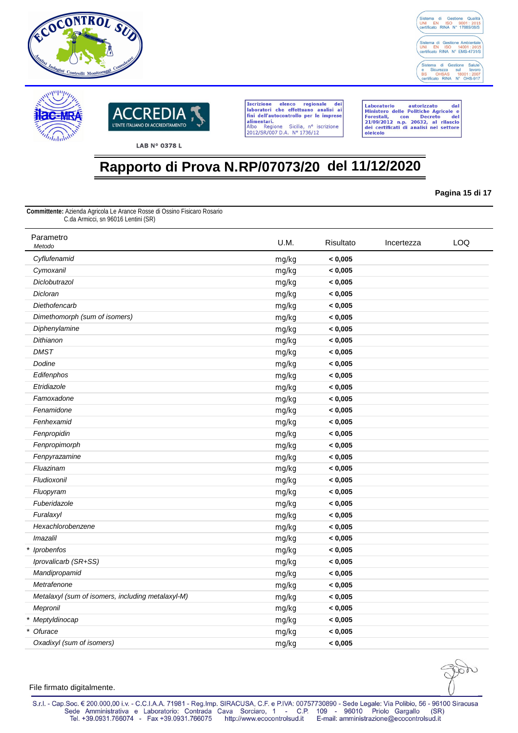# Rapporto di Prova N.RP/07073/20 del 11/12/2020

**Pagina 15 di 17**

**Committente:** Azienda Agricola Le Arance Rosse di Ossino Fisicaro Rosario
C.da Armicci, sn 96016 Lentini (SR)

| Parametro *Metodo* | U.M. | Risultato | Incertezza | LOQ |
|---|---|---|---|---|
| *Cyflufenamid* | mg/kg | **< 0,005** | | |
| *Cymoxanil* | mg/kg | **< 0,005** | | |
| *Diclobutrazol* | mg/kg | **< 0,005** | | |
| *Dicloran* | mg/kg | **< 0,005** | | |
| *Diethofencarb* | mg/kg | **< 0,005** | | |
| *Dimethomorph (sum of isomers)* | mg/kg | **< 0,005** | | |
| *Diphenylamine* | mg/kg | **< 0,005** | | |
| *Dithianon* | mg/kg | **< 0,005** | | |
| *DMST* | mg/kg | **< 0,005** | | |
| *Dodine* | mg/kg | **< 0,005** | | |
| *Edifenphos* | mg/kg | **< 0,005** | | |
| *Etridiazole* | mg/kg | **< 0,005** | | |
| *Famoxadone* | mg/kg | **< 0,005** | | |
| *Fenamidone* | mg/kg | **< 0,005** | | |
| *Fenhexamid* | mg/kg | **< 0,005** | | |
| *Fenpropidin* | mg/kg | **< 0,005** | | |
| *Fenpropimorph* | mg/kg | **< 0,005** | | |
| *Fenpyrazamine* | mg/kg | **< 0,005** | | |
| *Fluazinam* | mg/kg | **< 0,005** | | |
| *Fludioxonil* | mg/kg | **< 0,005** | | |
| *Fluopyram* | mg/kg | **< 0,005** | | |
| *Fuberidazole* | mg/kg | **< 0,005** | | |
| *Furalaxyl* | mg/kg | **< 0,005** | | |
| *Hexachlorobenzene* | mg/kg | **< 0,005** | | |
| *Imazalil* | mg/kg | **< 0,005** | | |
| * *Iprobenfos* | mg/kg | **< 0,005** | | |
| *Iprovalicarb (SR+SS)* | mg/kg | **< 0,005** | | |
| *Mandipropamid* | mg/kg | **< 0,005** | | |
| *Metrafenone* | mg/kg | **< 0,005** | | |
| *Metalaxyl (sum of isomers, including metalaxyl-M)* | mg/kg | **< 0,005** | | |
| *Mepronil* | mg/kg | **< 0,005** | | |
| * *Meptyldinocap* | mg/kg | **< 0,005** | | |
| * *Ofurace* | mg/kg | **< 0,005** | | |
| *Oxadixyl (sum of isomers)* | mg/kg | **< 0,005** | | |

File firmato digitalmente.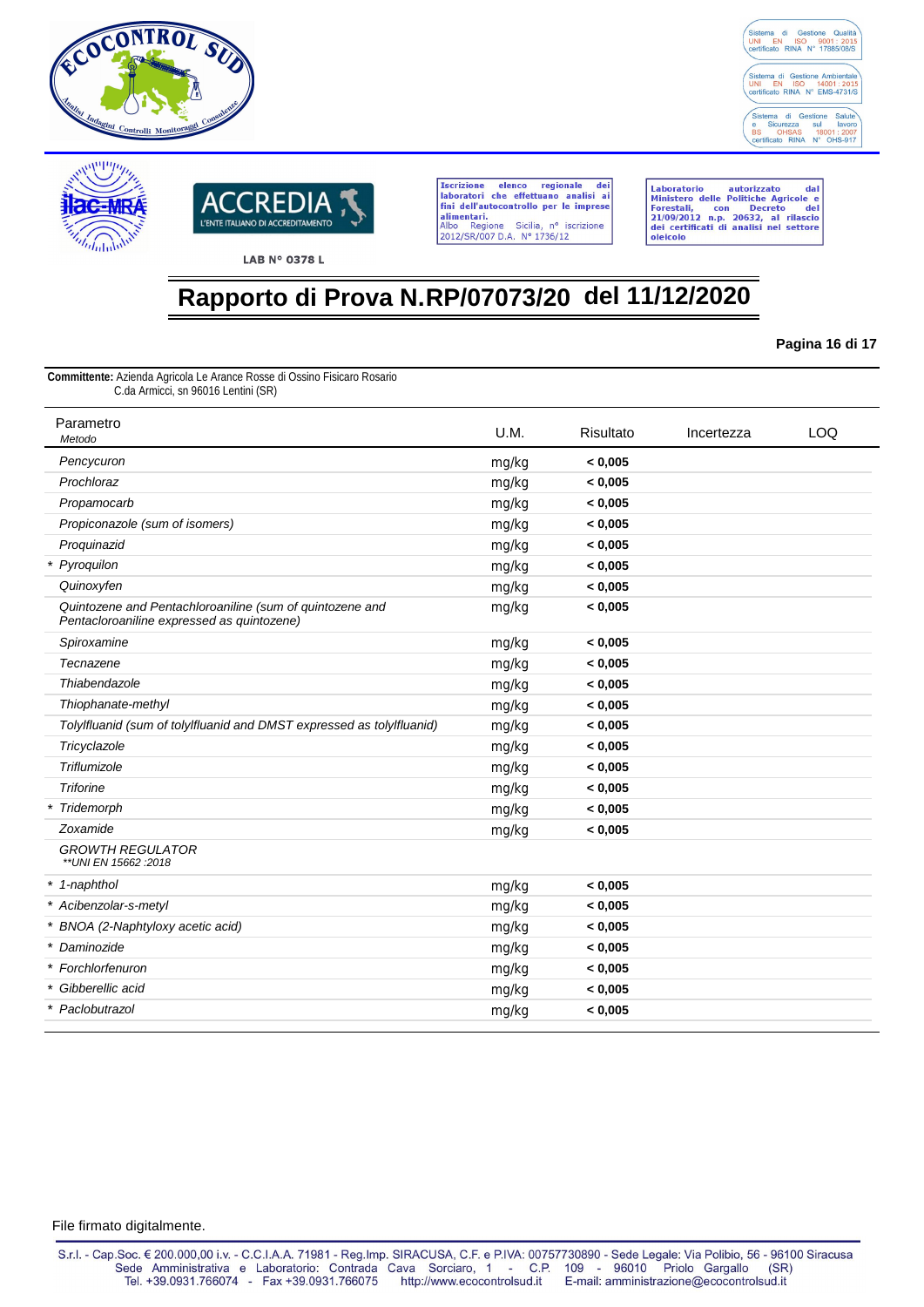# Rapporto di Prova N.RP/07073/20 del 11/12/2020

**Committente:** Azienda Agricola Le Arance Rosse di Ossino Fisicaro Rosario
C.da Armicci, sn 96016 Lentini (SR)

| Parametro *Metodo* | U.M. | Risultato | Incertezza | LOQ |
|---|---|---|---|---|
| *Pencycuron* | mg/kg | **< 0,005** | | |
| *Prochloraz* | mg/kg | **< 0,005** | | |
| *Propamocarb* | mg/kg | **< 0,005** | | |
| *Propiconazole (sum of isomers)* | mg/kg | **< 0,005** | | |
| *Proquinazid* | mg/kg | **< 0,005** | | |
| * *Pyroquilon* | mg/kg | **< 0,005** | | |
| *Quinoxyfen* | mg/kg | **< 0,005** | | |
| *Quintozene and Pentachloroaniline (sum of quintozene and Pentacloroaniline expressed as quintozene)* | mg/kg | **< 0,005** | | |
| *Spiroxamine* | mg/kg | **< 0,005** | | |
| *Tecnazene* | mg/kg | **< 0,005** | | |
| *Thiabendazole* | mg/kg | **< 0,005** | | |
| *Thiophanate-methyl* | mg/kg | **< 0,005** | | |
| *Tolylfluanid (sum of tolylfluanid and DMST expressed as tolylfluanid)* | mg/kg | **< 0,005** | | |
| *Tricyclazole* | mg/kg | **< 0,005** | | |
| *Triflumizole* | mg/kg | **< 0,005** | | |
| *Triforine* | mg/kg | **< 0,005** | | |
| * *Tridemorph* | mg/kg | **< 0,005** | | |
| *Zoxamide* | mg/kg | **< 0,005** | | |
| *GROWTH REGULATOR* *\*\*UNI EN 15662 :2018* | | | | |
| * *1-naphthol* | mg/kg | **< 0,005** | | |
| * *Acibenzolar-s-metyl* | mg/kg | **< 0,005** | | |
| * *BNOA (2-Naphtyloxy acetic acid)* | mg/kg | **< 0,005** | | |
| * *Daminozide* | mg/kg | **< 0,005** | | |
| * *Forchlorfenuron* | mg/kg | **< 0,005** | | |
| * *Gibberellic acid* | mg/kg | **< 0,005** | | |
| * *Paclobutrazol* | mg/kg | **< 0,005** | | |

File firmato digitalmente.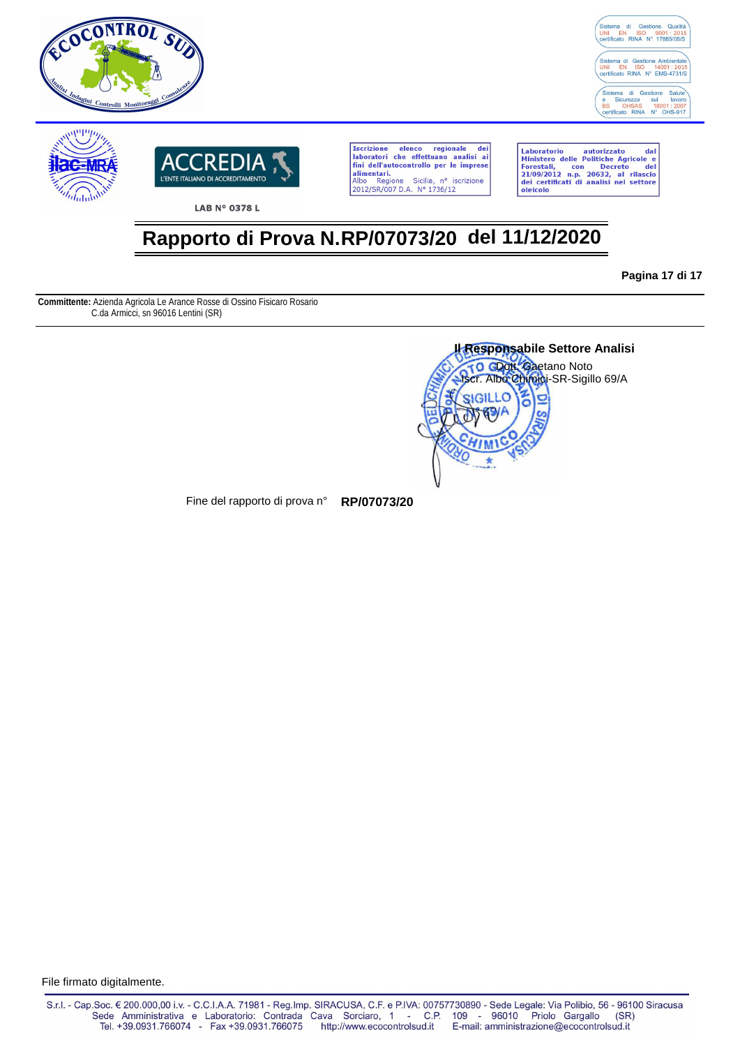**Committente:** Azienda Agricola Le Arance Rosse di Ossino Fisicaro Rosario
C.da Armicci, sn 96016 Lentini (SR)

**Il Responsabile Settore Analisi**
Dott. Gaetano Noto
Iscr. Albo Chimici-SR-Sigillo 69/A

Fine del rapporto di prova n° **RP/07073/20**

File firmato digitalmente.